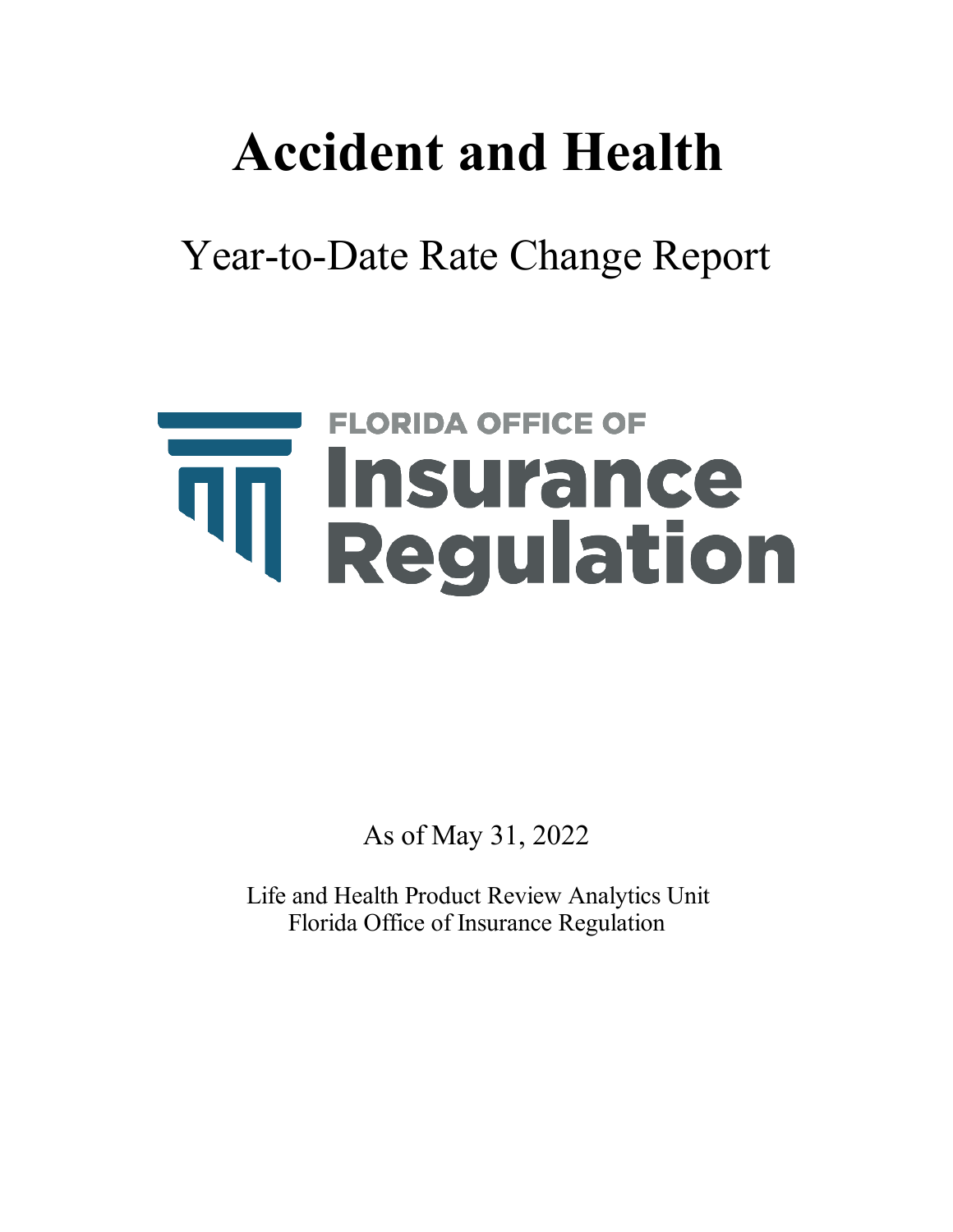# Accident and Health

## Year-to-Date Rate Change Report

FLORIDA OFFICE OF
Insurance
Regulation

As of May 31, 2022

Life and Health Product Review Analytics Unit
Florida Office of Insurance Regulation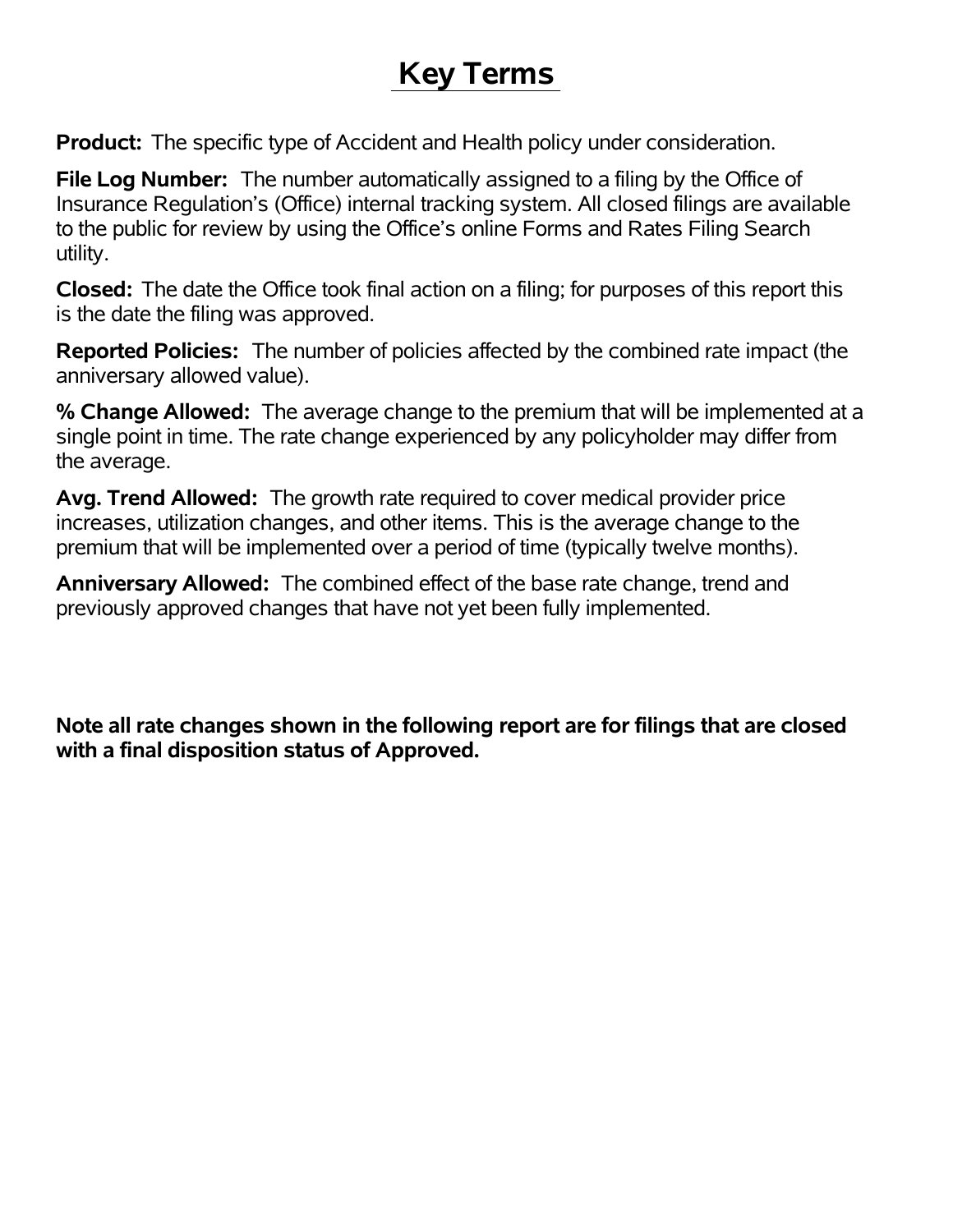# Key Terms

**Product:** The specific type of Accident and Health policy under consideration.

**File Log Number:** The number automatically assigned to a filing by the Office of Insurance Regulation's (Office) internal tracking system. All closed filings are available to the public for review by using the Office's online Forms and Rates Filing Search utility.

**Closed:** The date the Office took final action on a filing; for purposes of this report this is the date the filing was approved.

**Reported Policies:** The number of policies affected by the combined rate impact (the anniversary allowed value).

**% Change Allowed:** The average change to the premium that will be implemented at a single point in time. The rate change experienced by any policyholder may differ from the average.

**Avg. Trend Allowed:** The growth rate required to cover medical provider price increases, utilization changes, and other items. This is the average change to the premium that will be implemented over a period of time (typically twelve months).

**Anniversary Allowed:** The combined effect of the base rate change, trend and previously approved changes that have not yet been fully implemented.

**Note all rate changes shown in the following report are for filings that are closed with a final disposition status of Approved.**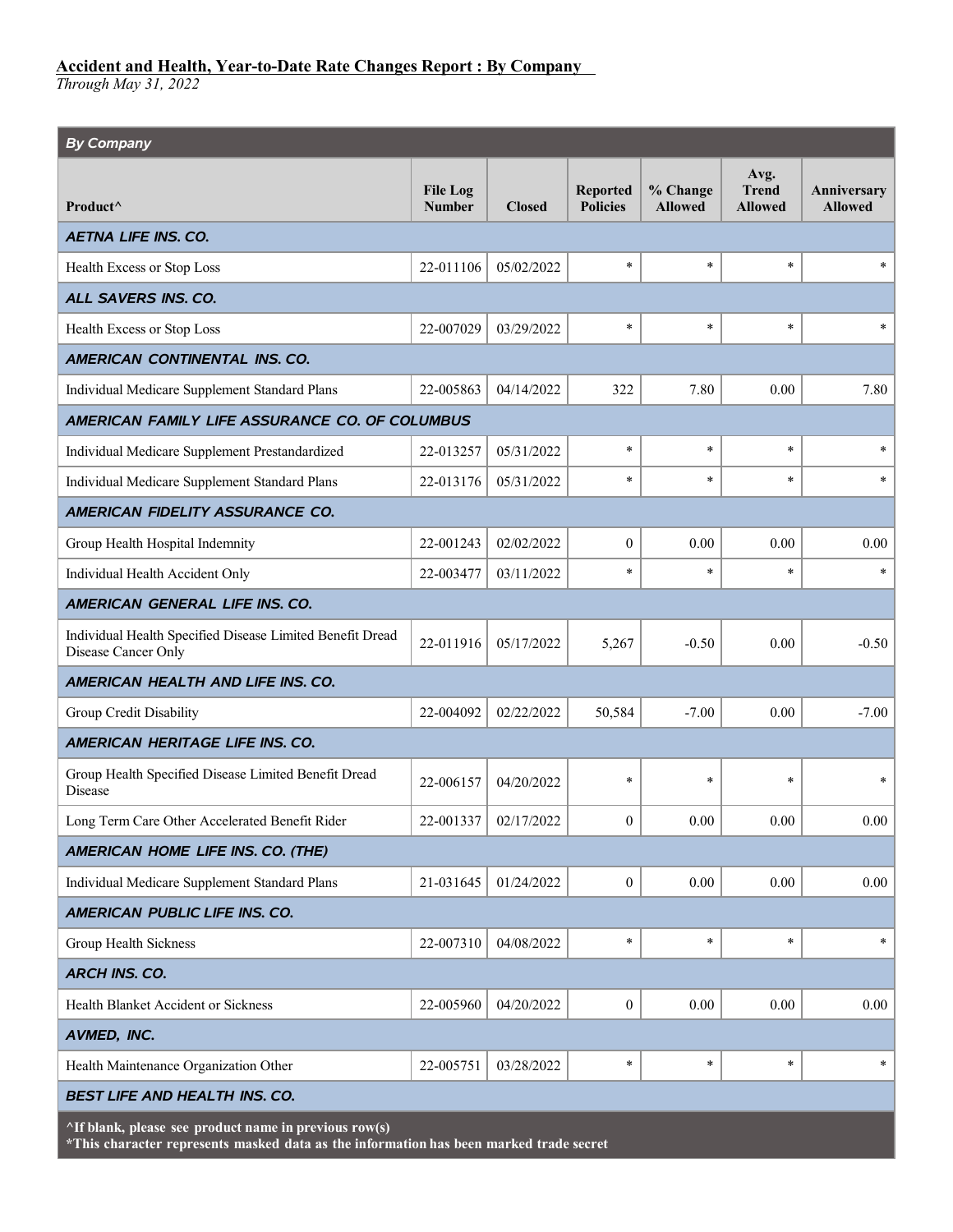**Accident and Health, Year-to-Date Rate Changes Report : By Company**

*Through May 31, 2022*

| Product^ | File Log Number | Closed | Reported Policies | % Change Allowed | Avg. Trend Allowed | Anniversary Allowed |
|---|---|---|---|---|---|---|
| ***AETNA LIFE INS. CO.*** | | | | | | |
| Health Excess or Stop Loss | 22-011106 | 05/02/2022 | * | * | * | * |
| ***ALL SAVERS INS. CO.*** | | | | | | |
| Health Excess or Stop Loss | 22-007029 | 03/29/2022 | * | * | * | * |
| ***AMERICAN CONTINENTAL INS. CO.*** | | | | | | |
| Individual Medicare Supplement Standard Plans | 22-005863 | 04/14/2022 | 322 | 7.80 | 0.00 | 7.80 |
| ***AMERICAN FAMILY LIFE ASSURANCE CO. OF COLUMBUS*** | | | | | | |
| Individual Medicare Supplement Prestandardized | 22-013257 | 05/31/2022 | * | * | * | * |
| Individual Medicare Supplement Standard Plans | 22-013176 | 05/31/2022 | * | * | * | * |
| ***AMERICAN FIDELITY ASSURANCE CO.*** | | | | | | |
| Group Health Hospital Indemnity | 22-001243 | 02/02/2022 | 0 | 0.00 | 0.00 | 0.00 |
| Individual Health Accident Only | 22-003477 | 03/11/2022 | * | * | * | * |
| ***AMERICAN GENERAL LIFE INS. CO.*** | | | | | | |
| Individual Health Specified Disease Limited Benefit Dread Disease Cancer Only | 22-011916 | 05/17/2022 | 5,267 | -0.50 | 0.00 | -0.50 |
| ***AMERICAN HEALTH AND LIFE INS. CO.*** | | | | | | |
| Group Credit Disability | 22-004092 | 02/22/2022 | 50,584 | -7.00 | 0.00 | -7.00 |
| ***AMERICAN HERITAGE LIFE INS. CO.*** | | | | | | |
| Group Health Specified Disease Limited Benefit Dread Disease | 22-006157 | 04/20/2022 | * | * | * | * |
| Long Term Care Other Accelerated Benefit Rider | 22-001337 | 02/17/2022 | 0 | 0.00 | 0.00 | 0.00 |
| ***AMERICAN HOME LIFE INS. CO. (THE)*** | | | | | | |
| Individual Medicare Supplement Standard Plans | 21-031645 | 01/24/2022 | 0 | 0.00 | 0.00 | 0.00 |
| ***AMERICAN PUBLIC LIFE INS. CO.*** | | | | | | |
| Group Health Sickness | 22-007310 | 04/08/2022 | * | * | * | * |
| ***ARCH INS. CO.*** | | | | | | |
| Health Blanket Accident or Sickness | 22-005960 | 04/20/2022 | 0 | 0.00 | 0.00 | 0.00 |
| ***AVMED, INC.*** | | | | | | |
| Health Maintenance Organization Other | 22-005751 | 03/28/2022 | * | * | * | * |
| ***BEST LIFE AND HEALTH INS. CO.*** | | | | | | |

**^If blank, please see product name in previous row(s)**
***This character represents masked data as the information has been marked trade secret**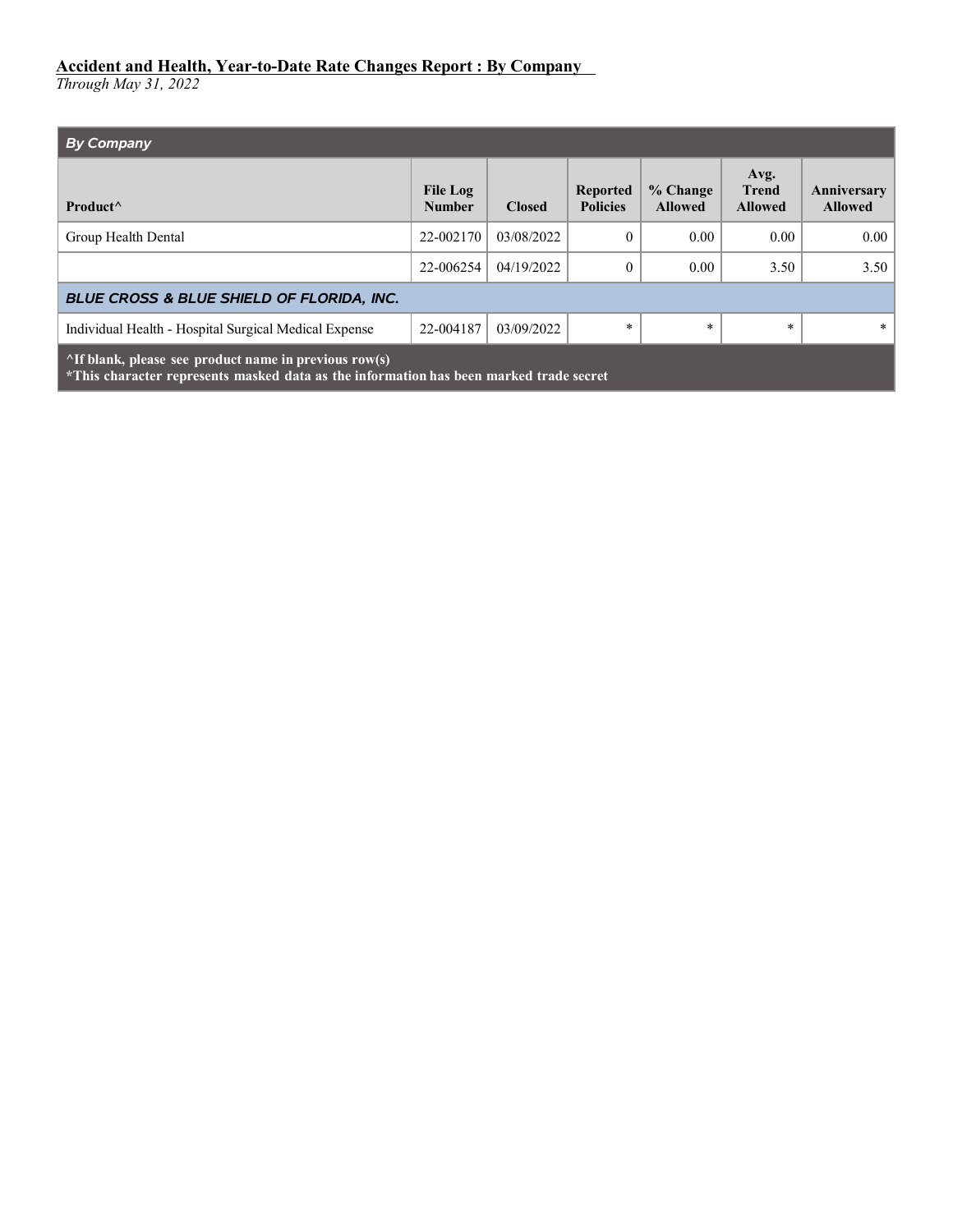**Accident and Health, Year-to-Date Rate Changes Report : By Company**

*Through May 31, 2022*

| By Company | | | | | | |
|---|---|---|---|---|---|---|
| **Product^** | **File Log Number** | **Closed** | **Reported Policies** | **% Change Allowed** | **Avg. Trend Allowed** | **Anniversary Allowed** |
| Group Health Dental | 22-002170 | 03/08/2022 | 0 | 0.00 | 0.00 | 0.00 |
| | 22-006254 | 04/19/2022 | 0 | 0.00 | 3.50 | 3.50 |
| ***BLUE CROSS & BLUE SHIELD OF FLORIDA, INC.*** | | | | | | |
| Individual Health - Hospital Surgical Medical Expense | 22-004187 | 03/09/2022 | * | * | * | * |

**^If blank, please see product name in previous row(s)**
**\*This character represents masked data as the information has been marked trade secret**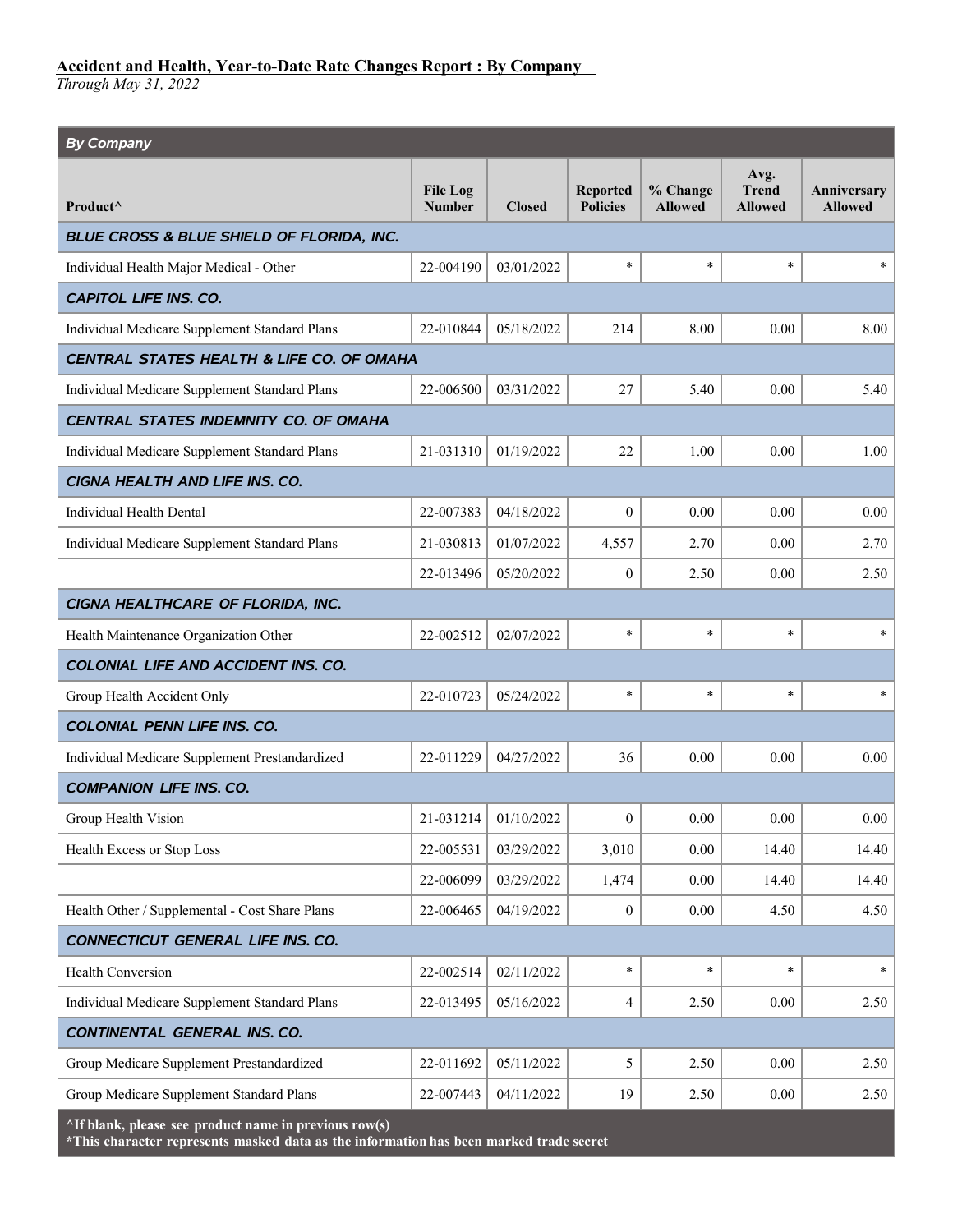## Accident and Health, Year-to-Date Rate Changes Report : By Company

*Through May 31, 2022*

| Product^ | File Log Number | Closed | Reported Policies | % Change Allowed | Avg. Trend Allowed | Anniversary Allowed |
|---|---|---|---|---|---|---|
| **BLUE CROSS & BLUE SHIELD OF FLORIDA, INC.** | | | | | | |
| Individual Health Major Medical - Other | 22-004190 | 03/01/2022 | * | * | * | * |
| **CAPITOL LIFE INS. CO.** | | | | | | |
| Individual Medicare Supplement Standard Plans | 22-010844 | 05/18/2022 | 214 | 8.00 | 0.00 | 8.00 |
| **CENTRAL STATES HEALTH & LIFE CO. OF OMAHA** | | | | | | |
| Individual Medicare Supplement Standard Plans | 22-006500 | 03/31/2022 | 27 | 5.40 | 0.00 | 5.40 |
| **CENTRAL STATES INDEMNITY CO. OF OMAHA** | | | | | | |
| Individual Medicare Supplement Standard Plans | 21-031310 | 01/19/2022 | 22 | 1.00 | 0.00 | 1.00 |
| **CIGNA HEALTH AND LIFE INS. CO.** | | | | | | |
| Individual Health Dental | 22-007383 | 04/18/2022 | 0 | 0.00 | 0.00 | 0.00 |
| Individual Medicare Supplement Standard Plans | 21-030813 | 01/07/2022 | 4,557 | 2.70 | 0.00 | 2.70 |
| | 22-013496 | 05/20/2022 | 0 | 2.50 | 0.00 | 2.50 |
| **CIGNA HEALTHCARE OF FLORIDA, INC.** | | | | | | |
| Health Maintenance Organization Other | 22-002512 | 02/07/2022 | * | * | * | * |
| **COLONIAL LIFE AND ACCIDENT INS. CO.** | | | | | | |
| Group Health Accident Only | 22-010723 | 05/24/2022 | * | * | * | * |
| **COLONIAL PENN LIFE INS. CO.** | | | | | | |
| Individual Medicare Supplement Prestandardized | 22-011229 | 04/27/2022 | 36 | 0.00 | 0.00 | 0.00 |
| **COMPANION LIFE INS. CO.** | | | | | | |
| Group Health Vision | 21-031214 | 01/10/2022 | 0 | 0.00 | 0.00 | 0.00 |
| Health Excess or Stop Loss | 22-005531 | 03/29/2022 | 3,010 | 0.00 | 14.40 | 14.40 |
| | 22-006099 | 03/29/2022 | 1,474 | 0.00 | 14.40 | 14.40 |
| Health Other / Supplemental - Cost Share Plans | 22-006465 | 04/19/2022 | 0 | 0.00 | 4.50 | 4.50 |
| **CONNECTICUT GENERAL LIFE INS. CO.** | | | | | | |
| Health Conversion | 22-002514 | 02/11/2022 | * | * | * | * |
| Individual Medicare Supplement Standard Plans | 22-013495 | 05/16/2022 | 4 | 2.50 | 0.00 | 2.50 |
| **CONTINENTAL GENERAL INS. CO.** | | | | | | |
| Group Medicare Supplement Prestandardized | 22-011692 | 05/11/2022 | 5 | 2.50 | 0.00 | 2.50 |
| Group Medicare Supplement Standard Plans | 22-007443 | 04/11/2022 | 19 | 2.50 | 0.00 | 2.50 |

**^If blank, please see product name in previous row(s)**
***This character represents masked data as the information has been marked trade secret**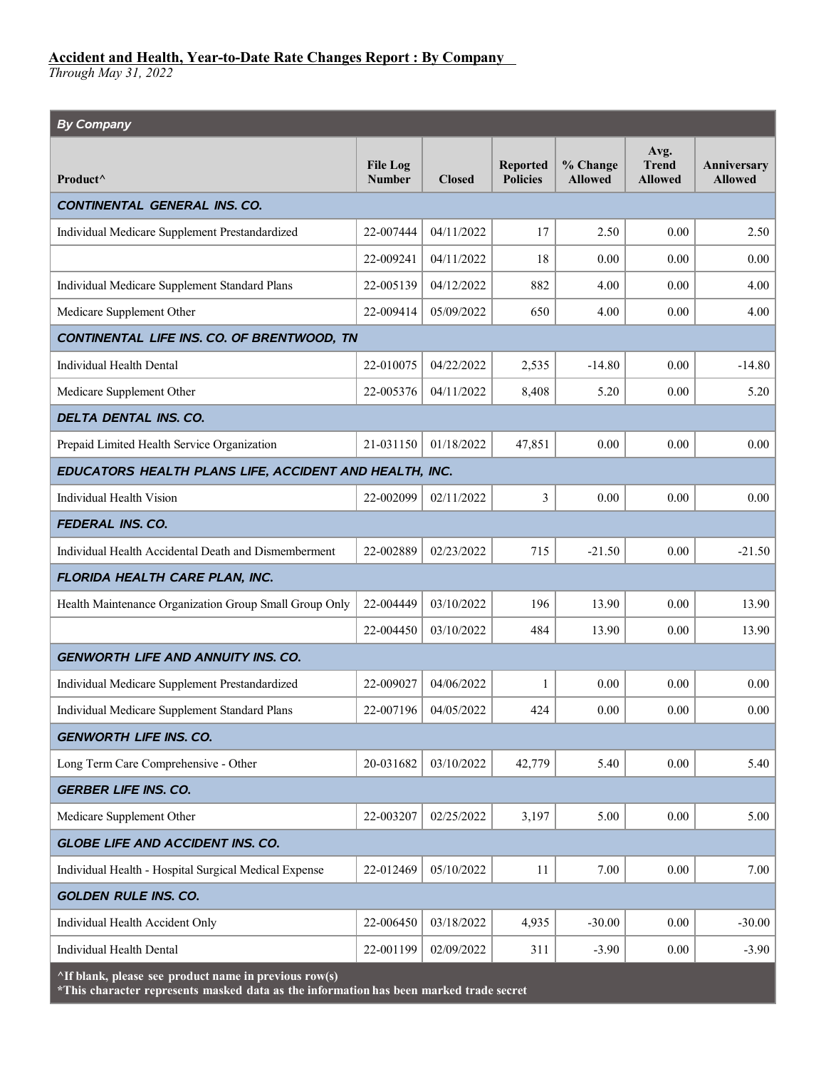**Accident and Health, Year-to-Date Rate Changes Report : By Company**

*Through May 31, 2022*

| Product^ | File Log Number | Closed | Reported Policies | % Change Allowed | Avg. Trend Allowed | Anniversary Allowed |
|---|---|---|---|---|---|---|
| ***CONTINENTAL GENERAL INS. CO.*** | | | | | | |
| Individual Medicare Supplement Prestandardized | 22-007444 | 04/11/2022 | 17 | 2.50 | 0.00 | 2.50 |
| | 22-009241 | 04/11/2022 | 18 | 0.00 | 0.00 | 0.00 |
| Individual Medicare Supplement Standard Plans | 22-005139 | 04/12/2022 | 882 | 4.00 | 0.00 | 4.00 |
| Medicare Supplement Other | 22-009414 | 05/09/2022 | 650 | 4.00 | 0.00 | 4.00 |
| ***CONTINENTAL LIFE INS. CO. OF BRENTWOOD, TN*** | | | | | | |
| Individual Health Dental | 22-010075 | 04/22/2022 | 2,535 | -14.80 | 0.00 | -14.80 |
| Medicare Supplement Other | 22-005376 | 04/11/2022 | 8,408 | 5.20 | 0.00 | 5.20 |
| ***DELTA DENTAL INS. CO.*** | | | | | | |
| Prepaid Limited Health Service Organization | 21-031150 | 01/18/2022 | 47,851 | 0.00 | 0.00 | 0.00 |
| ***EDUCATORS HEALTH PLANS LIFE, ACCIDENT AND HEALTH, INC.*** | | | | | | |
| Individual Health Vision | 22-002099 | 02/11/2022 | 3 | 0.00 | 0.00 | 0.00 |
| ***FEDERAL INS. CO.*** | | | | | | |
| Individual Health Accidental Death and Dismemberment | 22-002889 | 02/23/2022 | 715 | -21.50 | 0.00 | -21.50 |
| ***FLORIDA HEALTH CARE PLAN, INC.*** | | | | | | |
| Health Maintenance Organization Group Small Group Only | 22-004449 | 03/10/2022 | 196 | 13.90 | 0.00 | 13.90 |
| | 22-004450 | 03/10/2022 | 484 | 13.90 | 0.00 | 13.90 |
| ***GENWORTH LIFE AND ANNUITY INS. CO.*** | | | | | | |
| Individual Medicare Supplement Prestandardized | 22-009027 | 04/06/2022 | 1 | 0.00 | 0.00 | 0.00 |
| Individual Medicare Supplement Standard Plans | 22-007196 | 04/05/2022 | 424 | 0.00 | 0.00 | 0.00 |
| ***GENWORTH LIFE INS. CO.*** | | | | | | |
| Long Term Care Comprehensive - Other | 20-031682 | 03/10/2022 | 42,779 | 5.40 | 0.00 | 5.40 |
| ***GERBER LIFE INS. CO.*** | | | | | | |
| Medicare Supplement Other | 22-003207 | 02/25/2022 | 3,197 | 5.00 | 0.00 | 5.00 |
| ***GLOBE LIFE AND ACCIDENT INS. CO.*** | | | | | | |
| Individual Health - Hospital Surgical Medical Expense | 22-012469 | 05/10/2022 | 11 | 7.00 | 0.00 | 7.00 |
| ***GOLDEN RULE INS. CO.*** | | | | | | |
| Individual Health Accident Only | 22-006450 | 03/18/2022 | 4,935 | -30.00 | 0.00 | -30.00 |
| Individual Health Dental | 22-001199 | 02/09/2022 | 311 | -3.90 | 0.00 | -3.90 |

**^If blank, please see product name in previous row(s)**
**\*This character represents masked data as the information has been marked trade secret**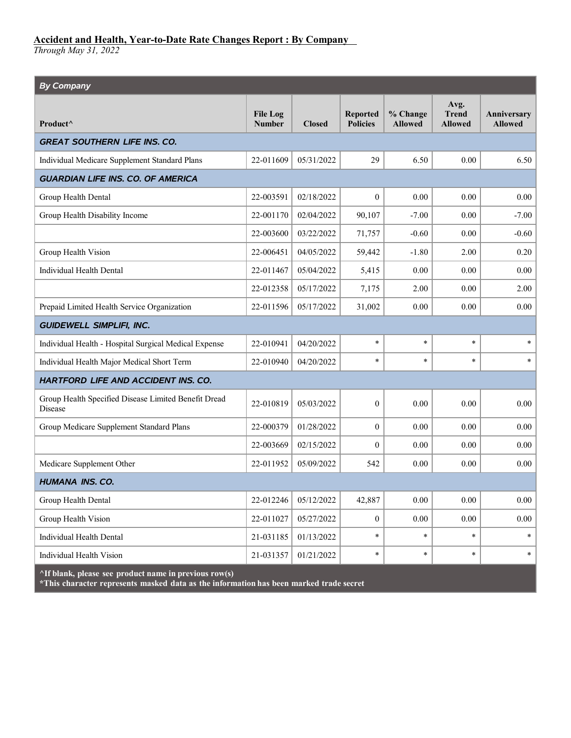## Accident and Health, Year-to-Date Rate Changes Report : By Company

*Through May 31, 2022*

| Product^ | File Log Number | Closed | Reported Policies | % Change Allowed | Avg. Trend Allowed | Anniversary Allowed |
|---|---|---|---|---|---|---|
| **GREAT SOUTHERN LIFE INS. CO.** | | | | | | |
| Individual Medicare Supplement Standard Plans | 22-011609 | 05/31/2022 | 29 | 6.50 | 0.00 | 6.50 |
| **GUARDIAN LIFE INS. CO. OF AMERICA** | | | | | | |
| Group Health Dental | 22-003591 | 02/18/2022 | 0 | 0.00 | 0.00 | 0.00 |
| Group Health Disability Income | 22-001170 | 02/04/2022 | 90,107 | -7.00 | 0.00 | -7.00 |
| | 22-003600 | 03/22/2022 | 71,757 | -0.60 | 0.00 | -0.60 |
| Group Health Vision | 22-006451 | 04/05/2022 | 59,442 | -1.80 | 2.00 | 0.20 |
| Individual Health Dental | 22-011467 | 05/04/2022 | 5,415 | 0.00 | 0.00 | 0.00 |
| | 22-012358 | 05/17/2022 | 7,175 | 2.00 | 0.00 | 2.00 |
| Prepaid Limited Health Service Organization | 22-011596 | 05/17/2022 | 31,002 | 0.00 | 0.00 | 0.00 |
| **GUIDEWELL SIMPLIFI, INC.** | | | | | | |
| Individual Health - Hospital Surgical Medical Expense | 22-010941 | 04/20/2022 | * | * | * | * |
| Individual Health Major Medical Short Term | 22-010940 | 04/20/2022 | * | * | * | * |
| **HARTFORD LIFE AND ACCIDENT INS. CO.** | | | | | | |
| Group Health Specified Disease Limited Benefit Dread Disease | 22-010819 | 05/03/2022 | 0 | 0.00 | 0.00 | 0.00 |
| Group Medicare Supplement Standard Plans | 22-000379 | 01/28/2022 | 0 | 0.00 | 0.00 | 0.00 |
| | 22-003669 | 02/15/2022 | 0 | 0.00 | 0.00 | 0.00 |
| Medicare Supplement Other | 22-011952 | 05/09/2022 | 542 | 0.00 | 0.00 | 0.00 |
| **HUMANA INS. CO.** | | | | | | |
| Group Health Dental | 22-012246 | 05/12/2022 | 42,887 | 0.00 | 0.00 | 0.00 |
| Group Health Vision | 22-011027 | 05/27/2022 | 0 | 0.00 | 0.00 | 0.00 |
| Individual Health Dental | 21-031185 | 01/13/2022 | * | * | * | * |
| Individual Health Vision | 21-031357 | 01/21/2022 | * | * | * | * |

**^If blank, please see product name in previous row(s)**
***This character represents masked data as the information has been marked trade secret**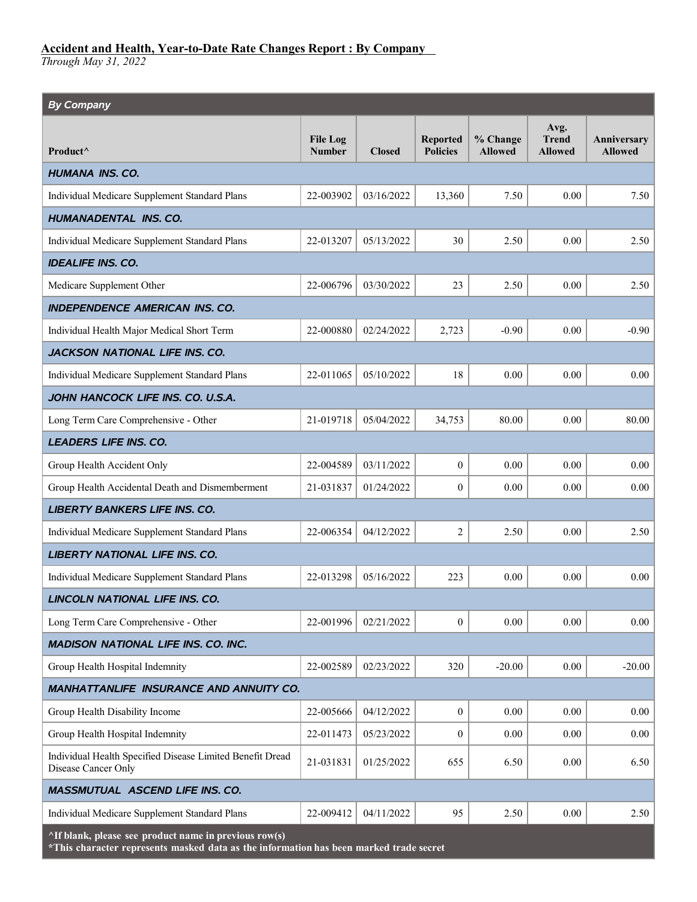**Accident and Health, Year-to-Date Rate Changes Report : By Company**

*Through May 31, 2022*

| Product^ | File Log Number | Closed | Reported Policies | % Change Allowed | Avg. Trend Allowed | Anniversary Allowed |
|---|---|---|---|---|---|---|
| ***HUMANA INS. CO.*** | | | | | | |
| Individual Medicare Supplement Standard Plans | 22-003902 | 03/16/2022 | 13,360 | 7.50 | 0.00 | 7.50 |
| ***HUMANADENTAL INS. CO.*** | | | | | | |
| Individual Medicare Supplement Standard Plans | 22-013207 | 05/13/2022 | 30 | 2.50 | 0.00 | 2.50 |
| ***IDEALIFE INS. CO.*** | | | | | | |
| Medicare Supplement Other | 22-006796 | 03/30/2022 | 23 | 2.50 | 0.00 | 2.50 |
| ***INDEPENDENCE AMERICAN INS. CO.*** | | | | | | |
| Individual Health Major Medical Short Term | 22-000880 | 02/24/2022 | 2,723 | -0.90 | 0.00 | -0.90 |
| ***JACKSON NATIONAL LIFE INS. CO.*** | | | | | | |
| Individual Medicare Supplement Standard Plans | 22-011065 | 05/10/2022 | 18 | 0.00 | 0.00 | 0.00 |
| ***JOHN HANCOCK LIFE INS. CO. U.S.A.*** | | | | | | |
| Long Term Care Comprehensive - Other | 21-019718 | 05/04/2022 | 34,753 | 80.00 | 0.00 | 80.00 |
| ***LEADERS LIFE INS. CO.*** | | | | | | |
| Group Health Accident Only | 22-004589 | 03/11/2022 | 0 | 0.00 | 0.00 | 0.00 |
| Group Health Accidental Death and Dismemberment | 21-031837 | 01/24/2022 | 0 | 0.00 | 0.00 | 0.00 |
| ***LIBERTY BANKERS LIFE INS. CO.*** | | | | | | |
| Individual Medicare Supplement Standard Plans | 22-006354 | 04/12/2022 | 2 | 2.50 | 0.00 | 2.50 |
| ***LIBERTY NATIONAL LIFE INS. CO.*** | | | | | | |
| Individual Medicare Supplement Standard Plans | 22-013298 | 05/16/2022 | 223 | 0.00 | 0.00 | 0.00 |
| ***LINCOLN NATIONAL LIFE INS. CO.*** | | | | | | |
| Long Term Care Comprehensive - Other | 22-001996 | 02/21/2022 | 0 | 0.00 | 0.00 | 0.00 |
| ***MADISON NATIONAL LIFE INS. CO. INC.*** | | | | | | |
| Group Health Hospital Indemnity | 22-002589 | 02/23/2022 | 320 | -20.00 | 0.00 | -20.00 |
| ***MANHATTANLIFE INSURANCE AND ANNUITY CO.*** | | | | | | |
| Group Health Disability Income | 22-005666 | 04/12/2022 | 0 | 0.00 | 0.00 | 0.00 |
| Group Health Hospital Indemnity | 22-011473 | 05/23/2022 | 0 | 0.00 | 0.00 | 0.00 |
| Individual Health Specified Disease Limited Benefit Dread Disease Cancer Only | 21-031831 | 01/25/2022 | 655 | 6.50 | 0.00 | 6.50 |
| ***MASSMUTUAL ASCEND LIFE INS. CO.*** | | | | | | |
| Individual Medicare Supplement Standard Plans | 22-009412 | 04/11/2022 | 95 | 2.50 | 0.00 | 2.50 |

**^If blank, please see product name in previous row(s)**
***This character represents masked data as the information has been marked trade secret**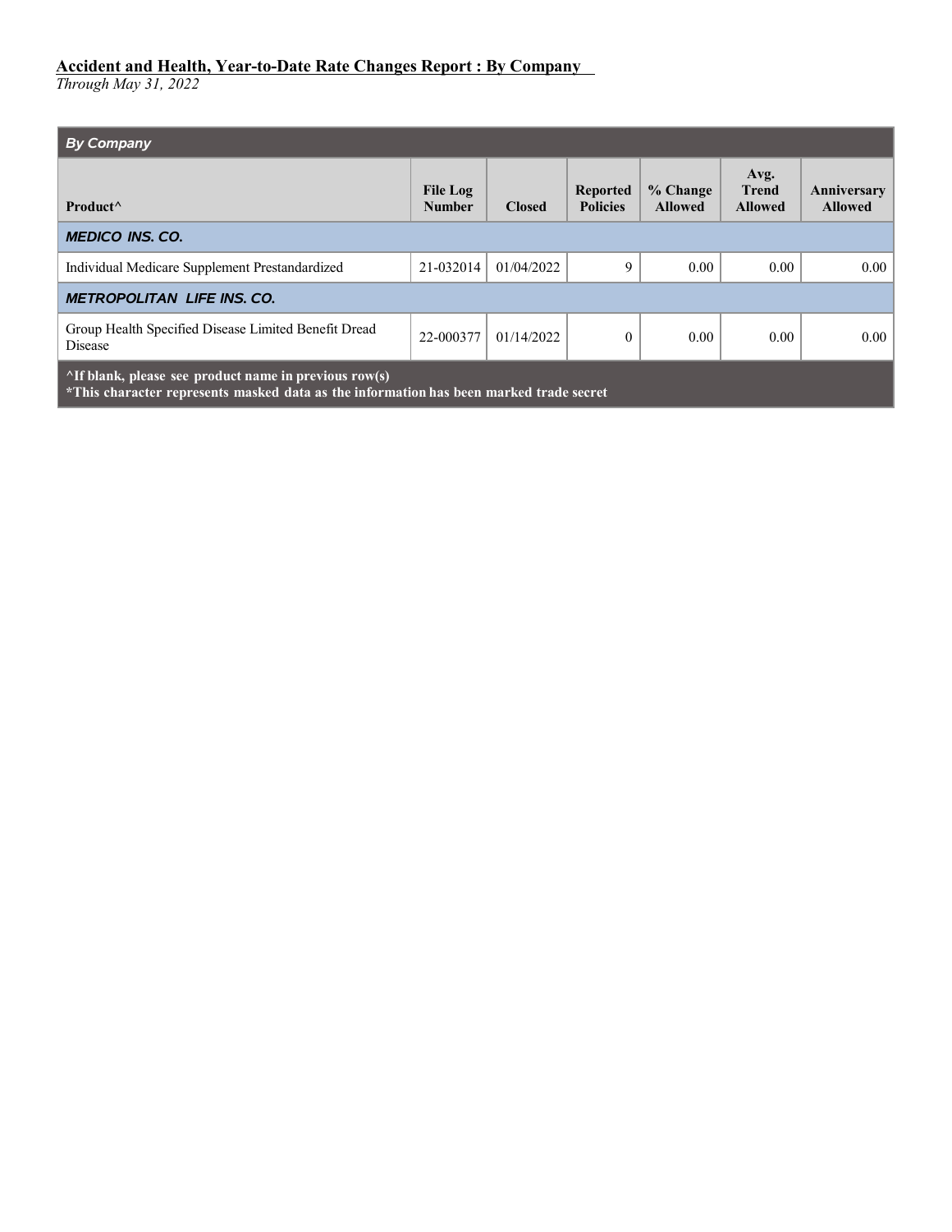**Accident and Health, Year-to-Date Rate Changes Report : By Company**

*Through May 31, 2022*

| Product^ | File Log Number | Closed | Reported Policies | % Change Allowed | Avg. Trend Allowed | Anniversary Allowed |
|---|---|---|---|---|---|---|
| ***MEDICO INS. CO.*** | | | | | | |
| Individual Medicare Supplement Prestandardized | 21-032014 | 01/04/2022 | 9 | 0.00 | 0.00 | 0.00 |
| ***METROPOLITAN LIFE INS. CO.*** | | | | | | |
| Group Health Specified Disease Limited Benefit Dread Disease | 22-000377 | 01/14/2022 | 0 | 0.00 | 0.00 | 0.00 |

**^If blank, please see product name in previous row(s)**
**\*This character represents masked data as the information has been marked trade secret**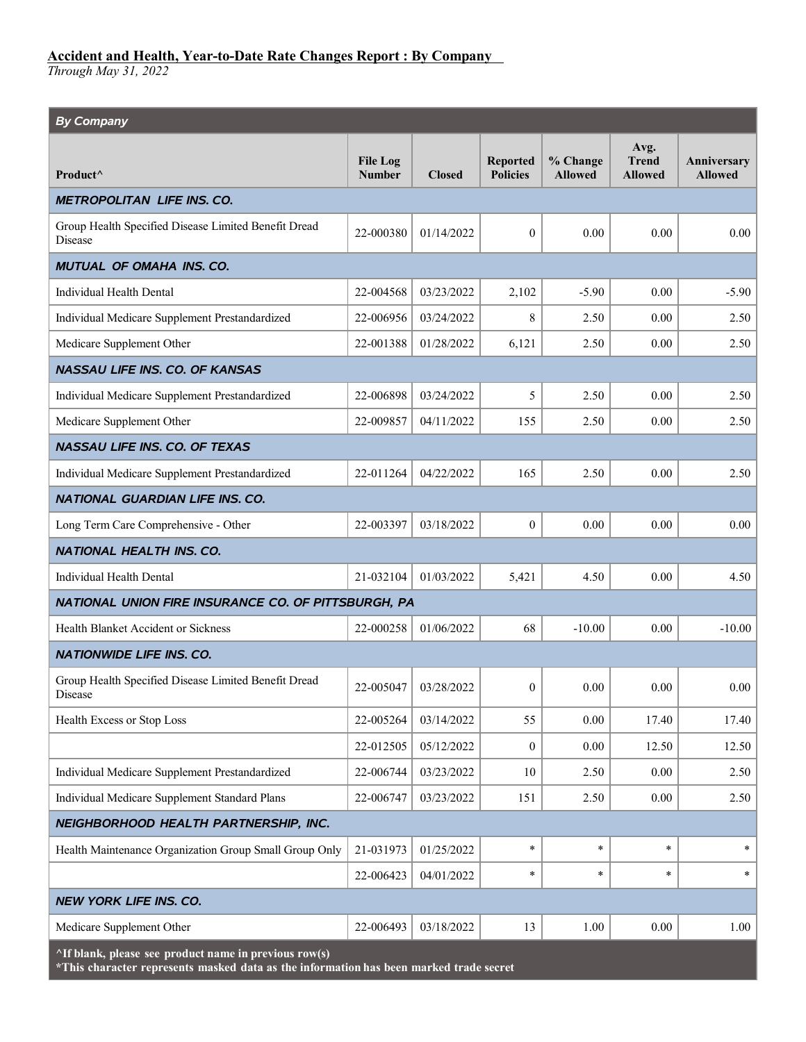## Accident and Health, Year-to-Date Rate Changes Report : By Company

*Through May 31, 2022*

| By Company | | | | | | |
|---|---|---|---|---|---|---|
| **Product^** | **File Log Number** | **Closed** | **Reported Policies** | **% Change Allowed** | **Avg. Trend Allowed** | **Anniversary Allowed** |
| ***METROPOLITAN LIFE INS. CO.*** | | | | | | |
| Group Health Specified Disease Limited Benefit Dread Disease | 22-000380 | 01/14/2022 | 0 | 0.00 | 0.00 | 0.00 |
| ***MUTUAL OF OMAHA INS. CO.*** | | | | | | |
| Individual Health Dental | 22-004568 | 03/23/2022 | 2,102 | -5.90 | 0.00 | -5.90 |
| Individual Medicare Supplement Prestandardized | 22-006956 | 03/24/2022 | 8 | 2.50 | 0.00 | 2.50 |
| Medicare Supplement Other | 22-001388 | 01/28/2022 | 6,121 | 2.50 | 0.00 | 2.50 |
| ***NASSAU LIFE INS. CO. OF KANSAS*** | | | | | | |
| Individual Medicare Supplement Prestandardized | 22-006898 | 03/24/2022 | 5 | 2.50 | 0.00 | 2.50 |
| Medicare Supplement Other | 22-009857 | 04/11/2022 | 155 | 2.50 | 0.00 | 2.50 |
| ***NASSAU LIFE INS. CO. OF TEXAS*** | | | | | | |
| Individual Medicare Supplement Prestandardized | 22-011264 | 04/22/2022 | 165 | 2.50 | 0.00 | 2.50 |
| ***NATIONAL GUARDIAN LIFE INS. CO.*** | | | | | | |
| Long Term Care Comprehensive - Other | 22-003397 | 03/18/2022 | 0 | 0.00 | 0.00 | 0.00 |
| ***NATIONAL HEALTH INS. CO.*** | | | | | | |
| Individual Health Dental | 21-032104 | 01/03/2022 | 5,421 | 4.50 | 0.00 | 4.50 |
| ***NATIONAL UNION FIRE INSURANCE CO. OF PITTSBURGH, PA*** | | | | | | |
| Health Blanket Accident or Sickness | 22-000258 | 01/06/2022 | 68 | -10.00 | 0.00 | -10.00 |
| ***NATIONWIDE LIFE INS. CO.*** | | | | | | |
| Group Health Specified Disease Limited Benefit Dread Disease | 22-005047 | 03/28/2022 | 0 | 0.00 | 0.00 | 0.00 |
| Health Excess or Stop Loss | 22-005264 | 03/14/2022 | 55 | 0.00 | 17.40 | 17.40 |
| | 22-012505 | 05/12/2022 | 0 | 0.00 | 12.50 | 12.50 |
| Individual Medicare Supplement Prestandardized | 22-006744 | 03/23/2022 | 10 | 2.50 | 0.00 | 2.50 |
| Individual Medicare Supplement Standard Plans | 22-006747 | 03/23/2022 | 151 | 2.50 | 0.00 | 2.50 |
| ***NEIGHBORHOOD HEALTH PARTNERSHIP, INC.*** | | | | | | |
| Health Maintenance Organization Group Small Group Only | 21-031973 | 01/25/2022 | * | * | * | * |
| | 22-006423 | 04/01/2022 | * | * | * | * |
| ***NEW YORK LIFE INS. CO.*** | | | | | | |
| Medicare Supplement Other | 22-006493 | 03/18/2022 | 13 | 1.00 | 0.00 | 1.00 |

**^If blank, please see product name in previous row(s)**
***This character represents masked data as the information has been marked trade secret**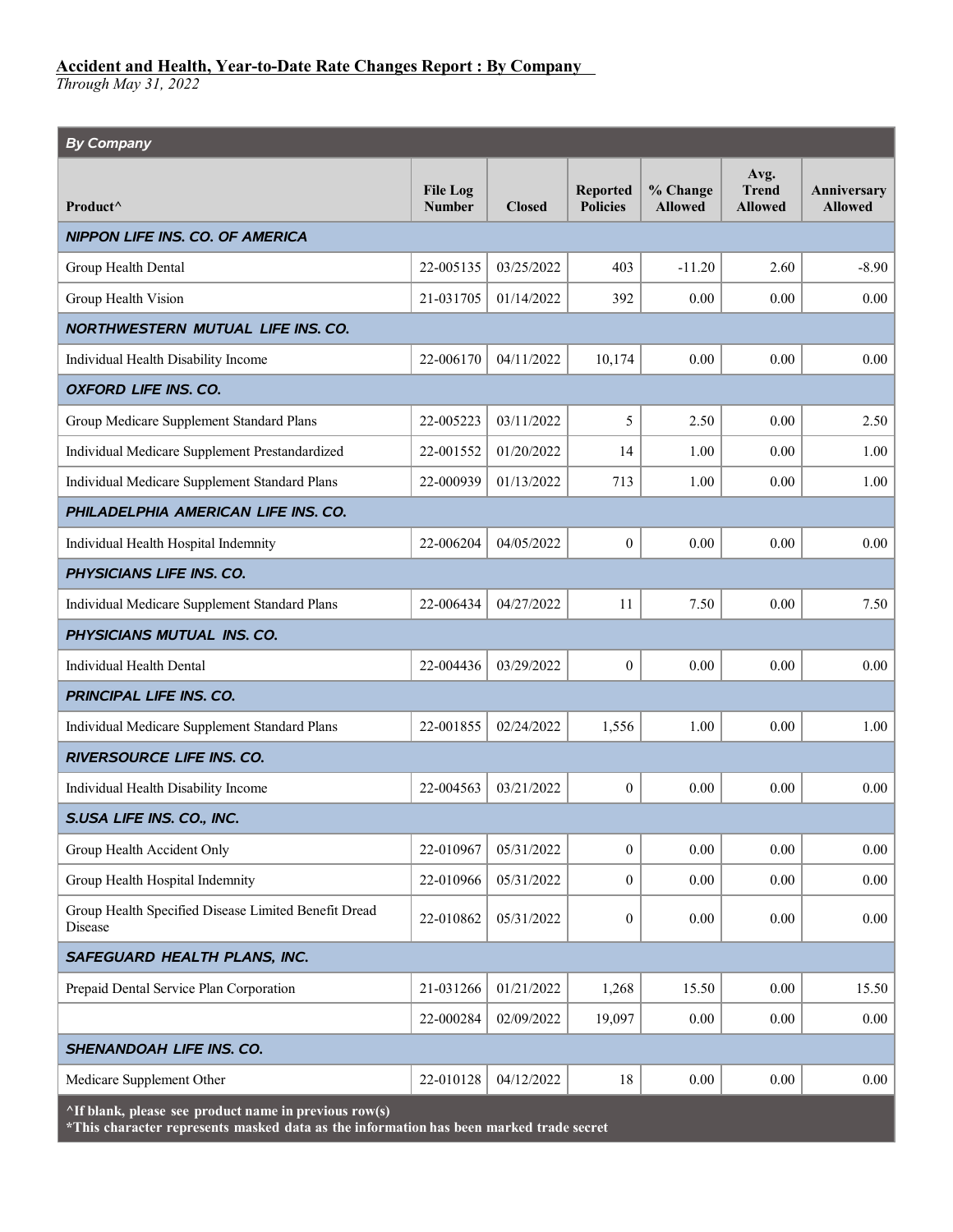**Accident and Health, Year-to-Date Rate Changes Report : By Company**

*Through May 31, 2022*

| Product^ | File Log Number | Closed | Reported Policies | % Change Allowed | Avg. Trend Allowed | Anniversary Allowed |
|---|---|---|---|---|---|---|
| ***By Company*** | | | | | | |
| ***NIPPON LIFE INS. CO. OF AMERICA*** | | | | | | |
| Group Health Dental | 22-005135 | 03/25/2022 | 403 | -11.20 | 2.60 | -8.90 |
| Group Health Vision | 21-031705 | 01/14/2022 | 392 | 0.00 | 0.00 | 0.00 |
| ***NORTHWESTERN MUTUAL LIFE INS. CO.*** | | | | | | |
| Individual Health Disability Income | 22-006170 | 04/11/2022 | 10,174 | 0.00 | 0.00 | 0.00 |
| ***OXFORD LIFE INS. CO.*** | | | | | | |
| Group Medicare Supplement Standard Plans | 22-005223 | 03/11/2022 | 5 | 2.50 | 0.00 | 2.50 |
| Individual Medicare Supplement Prestandardized | 22-001552 | 01/20/2022 | 14 | 1.00 | 0.00 | 1.00 |
| Individual Medicare Supplement Standard Plans | 22-000939 | 01/13/2022 | 713 | 1.00 | 0.00 | 1.00 |
| ***PHILADELPHIA AMERICAN LIFE INS. CO.*** | | | | | | |
| Individual Health Hospital Indemnity | 22-006204 | 04/05/2022 | 0 | 0.00 | 0.00 | 0.00 |
| ***PHYSICIANS LIFE INS. CO.*** | | | | | | |
| Individual Medicare Supplement Standard Plans | 22-006434 | 04/27/2022 | 11 | 7.50 | 0.00 | 7.50 |
| ***PHYSICIANS MUTUAL INS. CO.*** | | | | | | |
| Individual Health Dental | 22-004436 | 03/29/2022 | 0 | 0.00 | 0.00 | 0.00 |
| ***PRINCIPAL LIFE INS. CO.*** | | | | | | |
| Individual Medicare Supplement Standard Plans | 22-001855 | 02/24/2022 | 1,556 | 1.00 | 0.00 | 1.00 |
| ***RIVERSOURCE LIFE INS. CO.*** | | | | | | |
| Individual Health Disability Income | 22-004563 | 03/21/2022 | 0 | 0.00 | 0.00 | 0.00 |
| ***S.USA LIFE INS. CO., INC.*** | | | | | | |
| Group Health Accident Only | 22-010967 | 05/31/2022 | 0 | 0.00 | 0.00 | 0.00 |
| Group Health Hospital Indemnity | 22-010966 | 05/31/2022 | 0 | 0.00 | 0.00 | 0.00 |
| Group Health Specified Disease Limited Benefit Dread Disease | 22-010862 | 05/31/2022 | 0 | 0.00 | 0.00 | 0.00 |
| ***SAFEGUARD HEALTH PLANS, INC.*** | | | | | | |
| Prepaid Dental Service Plan Corporation | 21-031266 | 01/21/2022 | 1,268 | 15.50 | 0.00 | 15.50 |
| | 22-000284 | 02/09/2022 | 19,097 | 0.00 | 0.00 | 0.00 |
| ***SHENANDOAH LIFE INS. CO.*** | | | | | | |
| Medicare Supplement Other | 22-010128 | 04/12/2022 | 18 | 0.00 | 0.00 | 0.00 |

**^If blank, please see product name in previous row(s)**
**\*This character represents masked data as the information has been marked trade secret**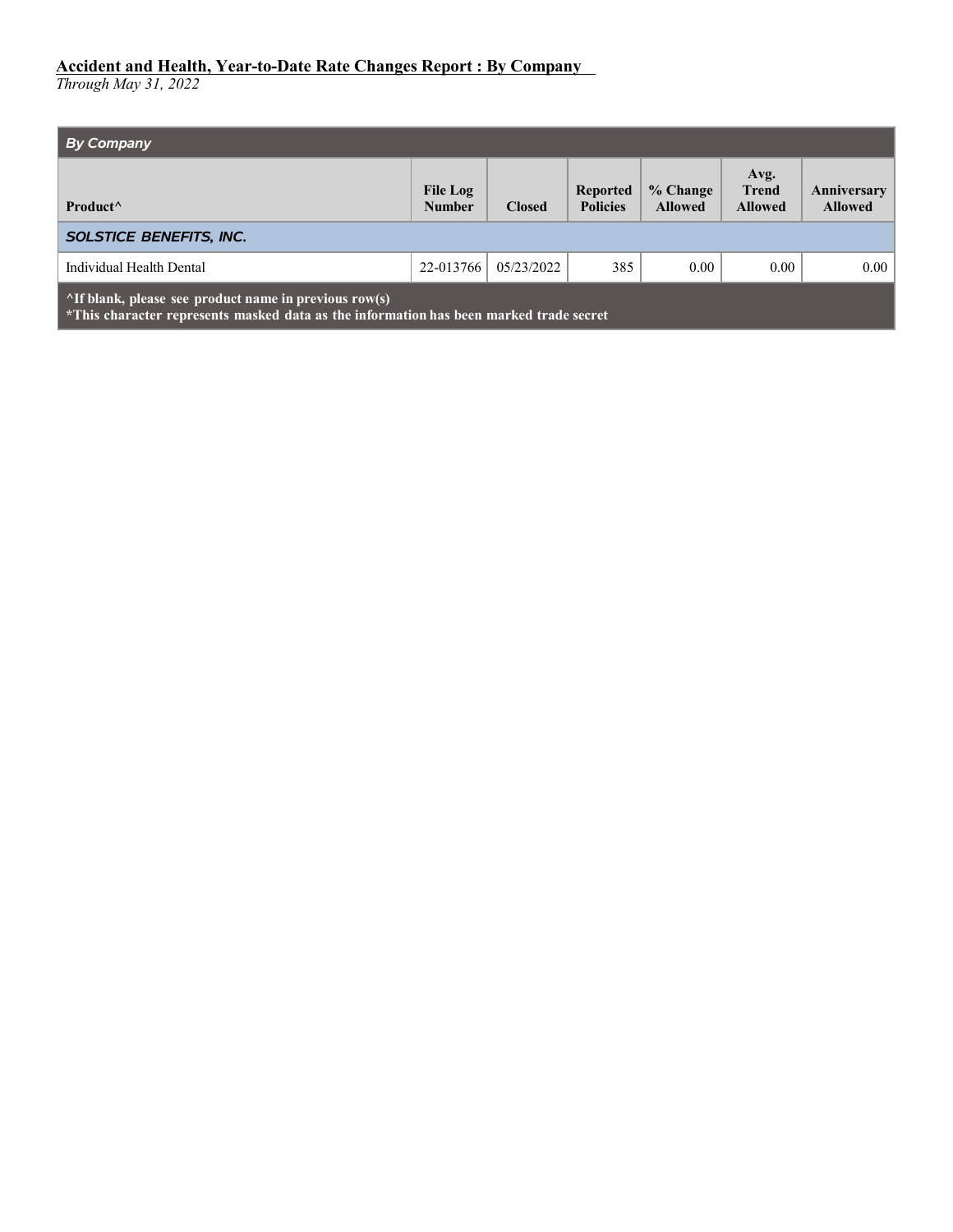**Accident and Health, Year-to-Date Rate Changes Report : By Company**

*Through May 31, 2022*

| By Company | | | | | | |
|---|---|---|---|---|---|---|
| Product^ | File Log Number | Closed | Reported Policies | % Change Allowed | Avg. Trend Allowed | Anniversary Allowed |
| ***SOLSTICE BENEFITS, INC.*** | | | | | | |
| Individual Health Dental | 22-013766 | 05/23/2022 | 385 | 0.00 | 0.00 | 0.00 |

**^If blank, please see product name in previous row(s)**
**\*This character represents masked data as the information has been marked trade secret**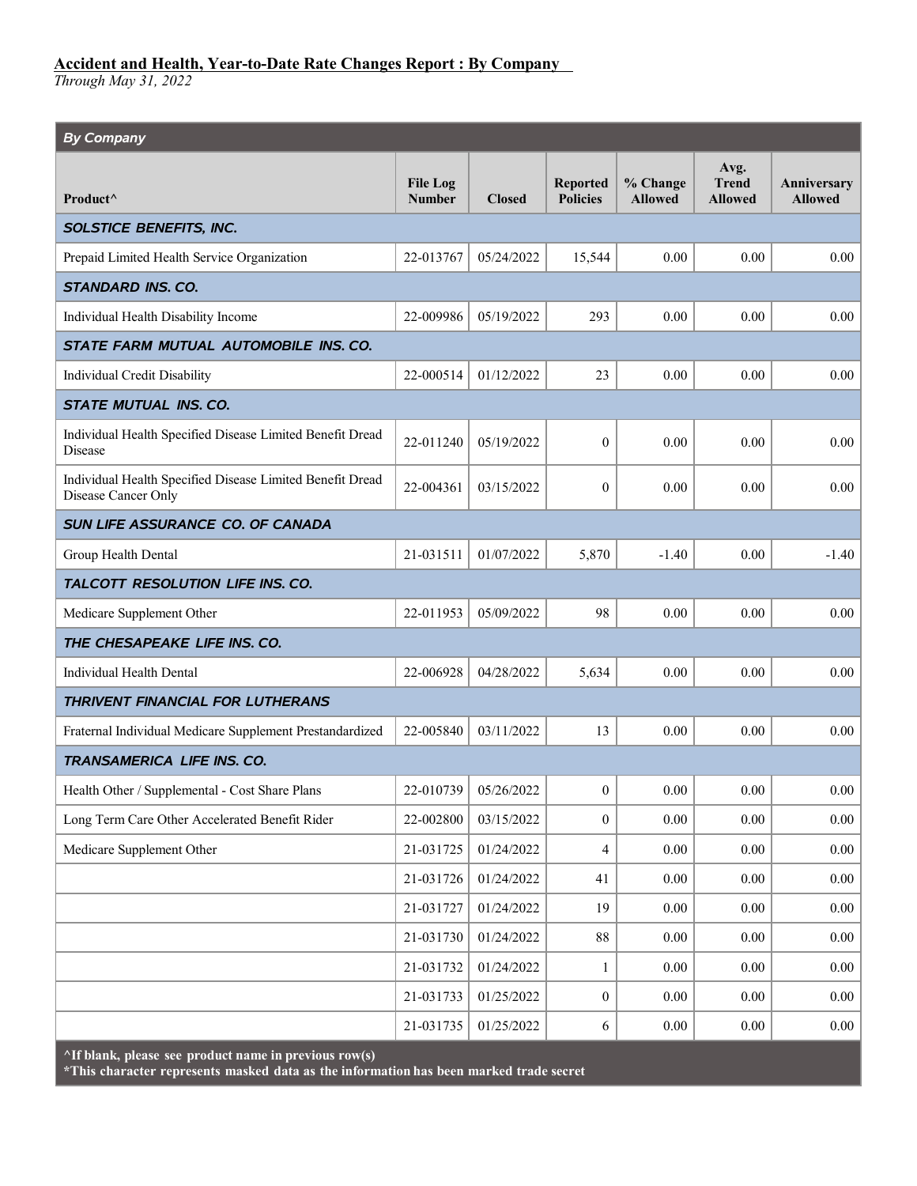## Accident and Health, Year-to-Date Rate Changes Report : By Company

*Through May 31, 2022*

**By Company**

| Product^ | File Log Number | Closed | Reported Policies | % Change Allowed | Avg. Trend Allowed | Anniversary Allowed |
|---|---|---|---|---|---|---|
| **SOLSTICE BENEFITS, INC.** | | | | | | |
| Prepaid Limited Health Service Organization | 22-013767 | 05/24/2022 | 15,544 | 0.00 | 0.00 | 0.00 |
| **STANDARD INS. CO.** | | | | | | |
| Individual Health Disability Income | 22-009986 | 05/19/2022 | 293 | 0.00 | 0.00 | 0.00 |
| **STATE FARM MUTUAL AUTOMOBILE INS. CO.** | | | | | | |
| Individual Credit Disability | 22-000514 | 01/12/2022 | 23 | 0.00 | 0.00 | 0.00 |
| **STATE MUTUAL INS. CO.** | | | | | | |
| Individual Health Specified Disease Limited Benefit Dread Disease | 22-011240 | 05/19/2022 | 0 | 0.00 | 0.00 | 0.00 |
| Individual Health Specified Disease Limited Benefit Dread Disease Cancer Only | 22-004361 | 03/15/2022 | 0 | 0.00 | 0.00 | 0.00 |
| **SUN LIFE ASSURANCE CO. OF CANADA** | | | | | | |
| Group Health Dental | 21-031511 | 01/07/2022 | 5,870 | -1.40 | 0.00 | -1.40 |
| **TALCOTT RESOLUTION LIFE INS. CO.** | | | | | | |
| Medicare Supplement Other | 22-011953 | 05/09/2022 | 98 | 0.00 | 0.00 | 0.00 |
| **THE CHESAPEAKE LIFE INS. CO.** | | | | | | |
| Individual Health Dental | 22-006928 | 04/28/2022 | 5,634 | 0.00 | 0.00 | 0.00 |
| **THRIVENT FINANCIAL FOR LUTHERANS** | | | | | | |
| Fraternal Individual Medicare Supplement Prestandardized | 22-005840 | 03/11/2022 | 13 | 0.00 | 0.00 | 0.00 |
| **TRANSAMERICA LIFE INS. CO.** | | | | | | |
| Health Other / Supplemental - Cost Share Plans | 22-010739 | 05/26/2022 | 0 | 0.00 | 0.00 | 0.00 |
| Long Term Care Other Accelerated Benefit Rider | 22-002800 | 03/15/2022 | 0 | 0.00 | 0.00 | 0.00 |
| Medicare Supplement Other | 21-031725 | 01/24/2022 | 4 | 0.00 | 0.00 | 0.00 |
| | 21-031726 | 01/24/2022 | 41 | 0.00 | 0.00 | 0.00 |
| | 21-031727 | 01/24/2022 | 19 | 0.00 | 0.00 | 0.00 |
| | 21-031730 | 01/24/2022 | 88 | 0.00 | 0.00 | 0.00 |
| | 21-031732 | 01/24/2022 | 1 | 0.00 | 0.00 | 0.00 |
| | 21-031733 | 01/25/2022 | 0 | 0.00 | 0.00 | 0.00 |
| | 21-031735 | 01/25/2022 | 6 | 0.00 | 0.00 | 0.00 |

**^If blank, please see product name in previous row(s)**
***This character represents masked data as the information has been marked trade secret**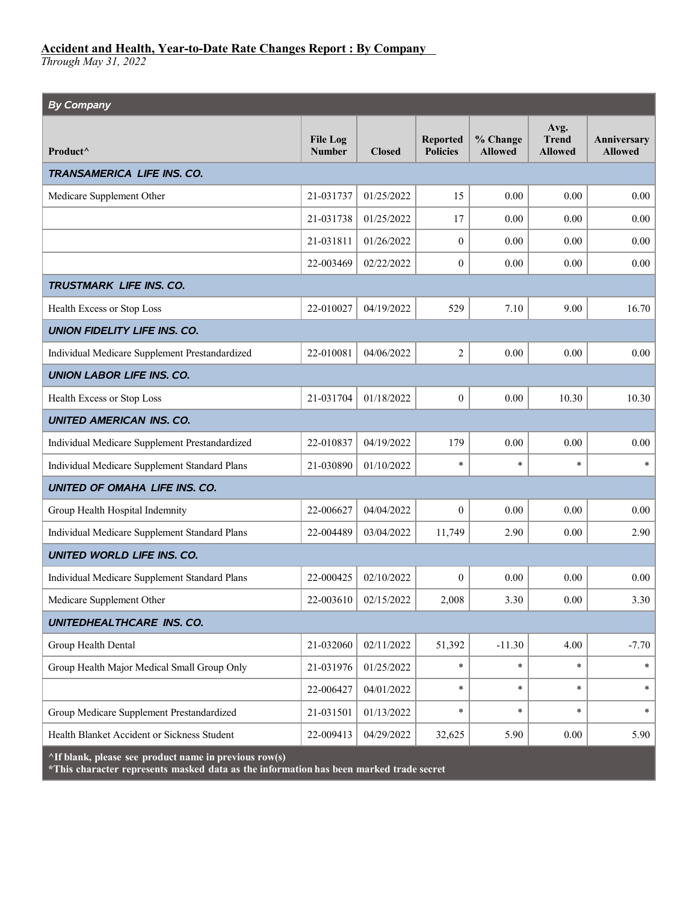**Accident and Health, Year-to-Date Rate Changes Report : By Company**

*Through May 31, 2022*

| Product^ | File Log Number | Closed | Reported Policies | % Change Allowed | Avg. Trend Allowed | Anniversary Allowed |
|---|---|---|---|---|---|---|
| ***TRANSAMERICA LIFE INS. CO.*** | | | | | | |
| Medicare Supplement Other | 21-031737 | 01/25/2022 | 15 | 0.00 | 0.00 | 0.00 |
| | 21-031738 | 01/25/2022 | 17 | 0.00 | 0.00 | 0.00 |
| | 21-031811 | 01/26/2022 | 0 | 0.00 | 0.00 | 0.00 |
| | 22-003469 | 02/22/2022 | 0 | 0.00 | 0.00 | 0.00 |
| ***TRUSTMARK LIFE INS. CO.*** | | | | | | |
| Health Excess or Stop Loss | 22-010027 | 04/19/2022 | 529 | 7.10 | 9.00 | 16.70 |
| ***UNION FIDELITY LIFE INS. CO.*** | | | | | | |
| Individual Medicare Supplement Prestandardized | 22-010081 | 04/06/2022 | 2 | 0.00 | 0.00 | 0.00 |
| ***UNION LABOR LIFE INS. CO.*** | | | | | | |
| Health Excess or Stop Loss | 21-031704 | 01/18/2022 | 0 | 0.00 | 10.30 | 10.30 |
| ***UNITED AMERICAN INS. CO.*** | | | | | | |
| Individual Medicare Supplement Prestandardized | 22-010837 | 04/19/2022 | 179 | 0.00 | 0.00 | 0.00 |
| Individual Medicare Supplement Standard Plans | 21-030890 | 01/10/2022 | * | * | * | * |
| ***UNITED OF OMAHA LIFE INS. CO.*** | | | | | | |
| Group Health Hospital Indemnity | 22-006627 | 04/04/2022 | 0 | 0.00 | 0.00 | 0.00 |
| Individual Medicare Supplement Standard Plans | 22-004489 | 03/04/2022 | 11,749 | 2.90 | 0.00 | 2.90 |
| ***UNITED WORLD LIFE INS. CO.*** | | | | | | |
| Individual Medicare Supplement Standard Plans | 22-000425 | 02/10/2022 | 0 | 0.00 | 0.00 | 0.00 |
| Medicare Supplement Other | 22-003610 | 02/15/2022 | 2,008 | 3.30 | 0.00 | 3.30 |
| ***UNITEDHEALTHCARE INS. CO.*** | | | | | | |
| Group Health Dental | 21-032060 | 02/11/2022 | 51,392 | -11.30 | 4.00 | -7.70 |
| Group Health Major Medical Small Group Only | 21-031976 | 01/25/2022 | * | * | * | * |
| | 22-006427 | 04/01/2022 | * | * | * | * |
| Group Medicare Supplement Prestandardized | 21-031501 | 01/13/2022 | * | * | * | * |
| Health Blanket Accident or Sickness Student | 22-009413 | 04/29/2022 | 32,625 | 5.90 | 0.00 | 5.90 |

**^If blank, please see product name in previous row(s)**
**\*This character represents masked data as the information has been marked trade secret**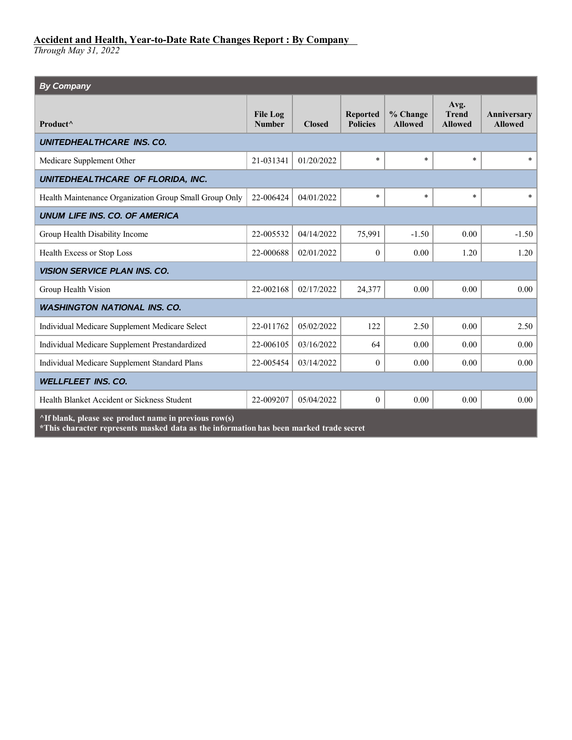**Accident and Health, Year-to-Date Rate Changes Report : By Company**

*Through May 31, 2022*

| Product^ | File Log Number | Closed | Reported Policies | % Change Allowed | Avg. Trend Allowed | Anniversary Allowed |
|---|---|---|---|---|---|---|
| ***UNITEDHEALTHCARE INS. CO.*** | | | | | | |
| Medicare Supplement Other | 21-031341 | 01/20/2022 | * | * | * | * |
| ***UNITEDHEALTHCARE OF FLORIDA, INC.*** | | | | | | |
| Health Maintenance Organization Group Small Group Only | 22-006424 | 04/01/2022 | * | * | * | * |
| ***UNUM LIFE INS. CO. OF AMERICA*** | | | | | | |
| Group Health Disability Income | 22-005532 | 04/14/2022 | 75,991 | -1.50 | 0.00 | -1.50 |
| Health Excess or Stop Loss | 22-000688 | 02/01/2022 | 0 | 0.00 | 1.20 | 1.20 |
| ***VISION SERVICE PLAN INS. CO.*** | | | | | | |
| Group Health Vision | 22-002168 | 02/17/2022 | 24,377 | 0.00 | 0.00 | 0.00 |
| ***WASHINGTON NATIONAL INS. CO.*** | | | | | | |
| Individual Medicare Supplement Medicare Select | 22-011762 | 05/02/2022 | 122 | 2.50 | 0.00 | 2.50 |
| Individual Medicare Supplement Prestandardized | 22-006105 | 03/16/2022 | 64 | 0.00 | 0.00 | 0.00 |
| Individual Medicare Supplement Standard Plans | 22-005454 | 03/14/2022 | 0 | 0.00 | 0.00 | 0.00 |
| ***WELLFLEET INS. CO.*** | | | | | | |
| Health Blanket Accident or Sickness Student | 22-009207 | 05/04/2022 | 0 | 0.00 | 0.00 | 0.00 |

**^If blank, please see product name in previous row(s)**
***This character represents masked data as the information has been marked trade secret**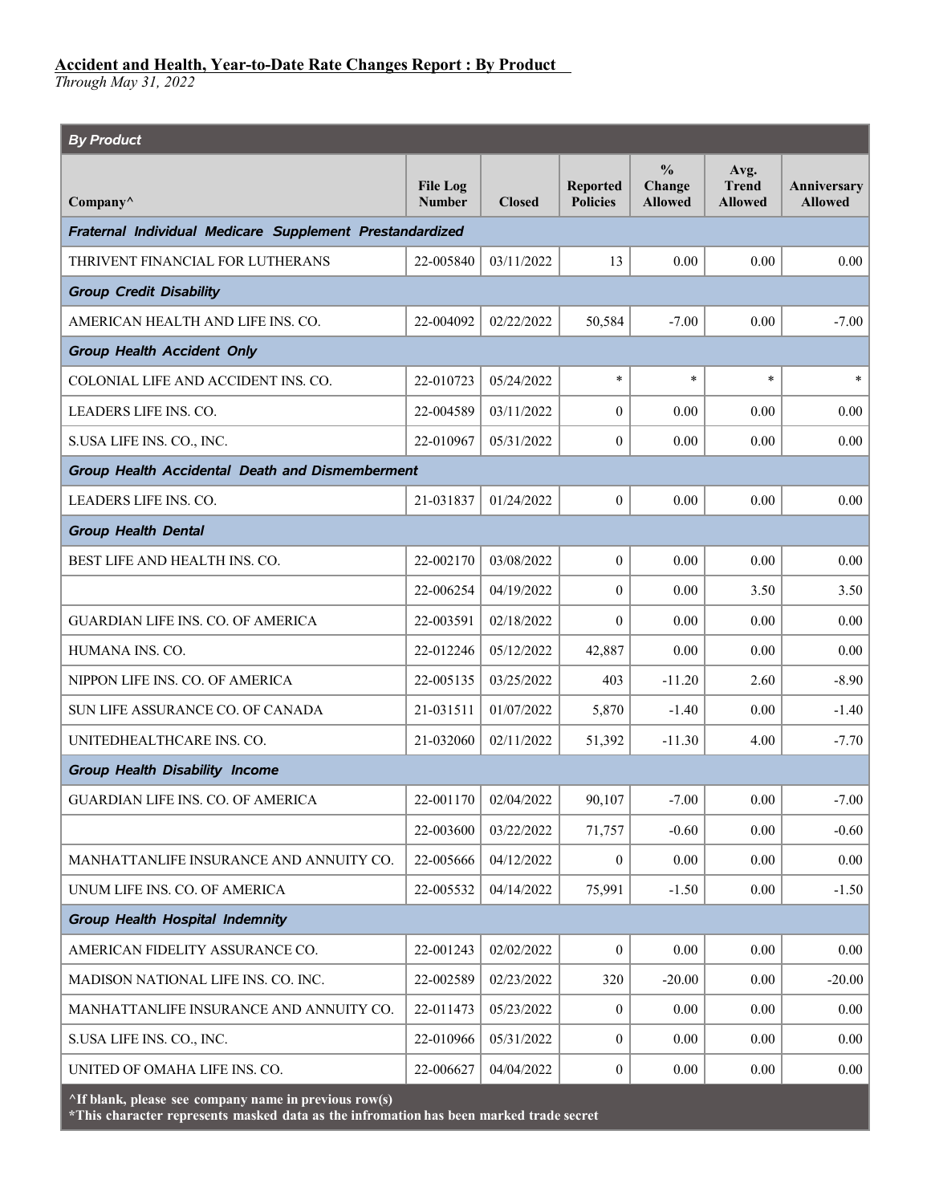**Accident and Health, Year-to-Date Rate Changes Report : By Product**

*Through May 31, 2022*

| Company^ | File Log Number | Closed | Reported Policies | % Change Allowed | Avg. Trend Allowed | Anniversary Allowed |
|---|---|---|---|---|---|---|
| ***Fraternal Individual Medicare Supplement Prestandardized*** | | | | | | |
| THRIVENT FINANCIAL FOR LUTHERANS | 22-005840 | 03/11/2022 | 13 | 0.00 | 0.00 | 0.00 |
| ***Group Credit Disability*** | | | | | | |
| AMERICAN HEALTH AND LIFE INS. CO. | 22-004092 | 02/22/2022 | 50,584 | -7.00 | 0.00 | -7.00 |
| ***Group Health Accident Only*** | | | | | | |
| COLONIAL LIFE AND ACCIDENT INS. CO. | 22-010723 | 05/24/2022 | * | * | * | * |
| LEADERS LIFE INS. CO. | 22-004589 | 03/11/2022 | 0 | 0.00 | 0.00 | 0.00 |
| S.USA LIFE INS. CO., INC. | 22-010967 | 05/31/2022 | 0 | 0.00 | 0.00 | 0.00 |
| ***Group Health Accidental Death and Dismemberment*** | | | | | | |
| LEADERS LIFE INS. CO. | 21-031837 | 01/24/2022 | 0 | 0.00 | 0.00 | 0.00 |
| ***Group Health Dental*** | | | | | | |
| BEST LIFE AND HEALTH INS. CO. | 22-002170 | 03/08/2022 | 0 | 0.00 | 0.00 | 0.00 |
| | 22-006254 | 04/19/2022 | 0 | 0.00 | 3.50 | 3.50 |
| GUARDIAN LIFE INS. CO. OF AMERICA | 22-003591 | 02/18/2022 | 0 | 0.00 | 0.00 | 0.00 |
| HUMANA INS. CO. | 22-012246 | 05/12/2022 | 42,887 | 0.00 | 0.00 | 0.00 |
| NIPPON LIFE INS. CO. OF AMERICA | 22-005135 | 03/25/2022 | 403 | -11.20 | 2.60 | -8.90 |
| SUN LIFE ASSURANCE CO. OF CANADA | 21-031511 | 01/07/2022 | 5,870 | -1.40 | 0.00 | -1.40 |
| UNITEDHEALTHCARE INS. CO. | 21-032060 | 02/11/2022 | 51,392 | -11.30 | 4.00 | -7.70 |
| ***Group Health Disability Income*** | | | | | | |
| GUARDIAN LIFE INS. CO. OF AMERICA | 22-001170 | 02/04/2022 | 90,107 | -7.00 | 0.00 | -7.00 |
| | 22-003600 | 03/22/2022 | 71,757 | -0.60 | 0.00 | -0.60 |
| MANHATTANLIFE INSURANCE AND ANNUITY CO. | 22-005666 | 04/12/2022 | 0 | 0.00 | 0.00 | 0.00 |
| UNUM LIFE INS. CO. OF AMERICA | 22-005532 | 04/14/2022 | 75,991 | -1.50 | 0.00 | -1.50 |
| ***Group Health Hospital Indemnity*** | | | | | | |
| AMERICAN FIDELITY ASSURANCE CO. | 22-001243 | 02/02/2022 | 0 | 0.00 | 0.00 | 0.00 |
| MADISON NATIONAL LIFE INS. CO. INC. | 22-002589 | 02/23/2022 | 320 | -20.00 | 0.00 | -20.00 |
| MANHATTANLIFE INSURANCE AND ANNUITY CO. | 22-011473 | 05/23/2022 | 0 | 0.00 | 0.00 | 0.00 |
| S.USA LIFE INS. CO., INC. | 22-010966 | 05/31/2022 | 0 | 0.00 | 0.00 | 0.00 |
| UNITED OF OMAHA LIFE INS. CO. | 22-006627 | 04/04/2022 | 0 | 0.00 | 0.00 | 0.00 |

**^If blank, please see company name in previous row(s)**
***This character represents masked data as the infromation has been marked trade secret**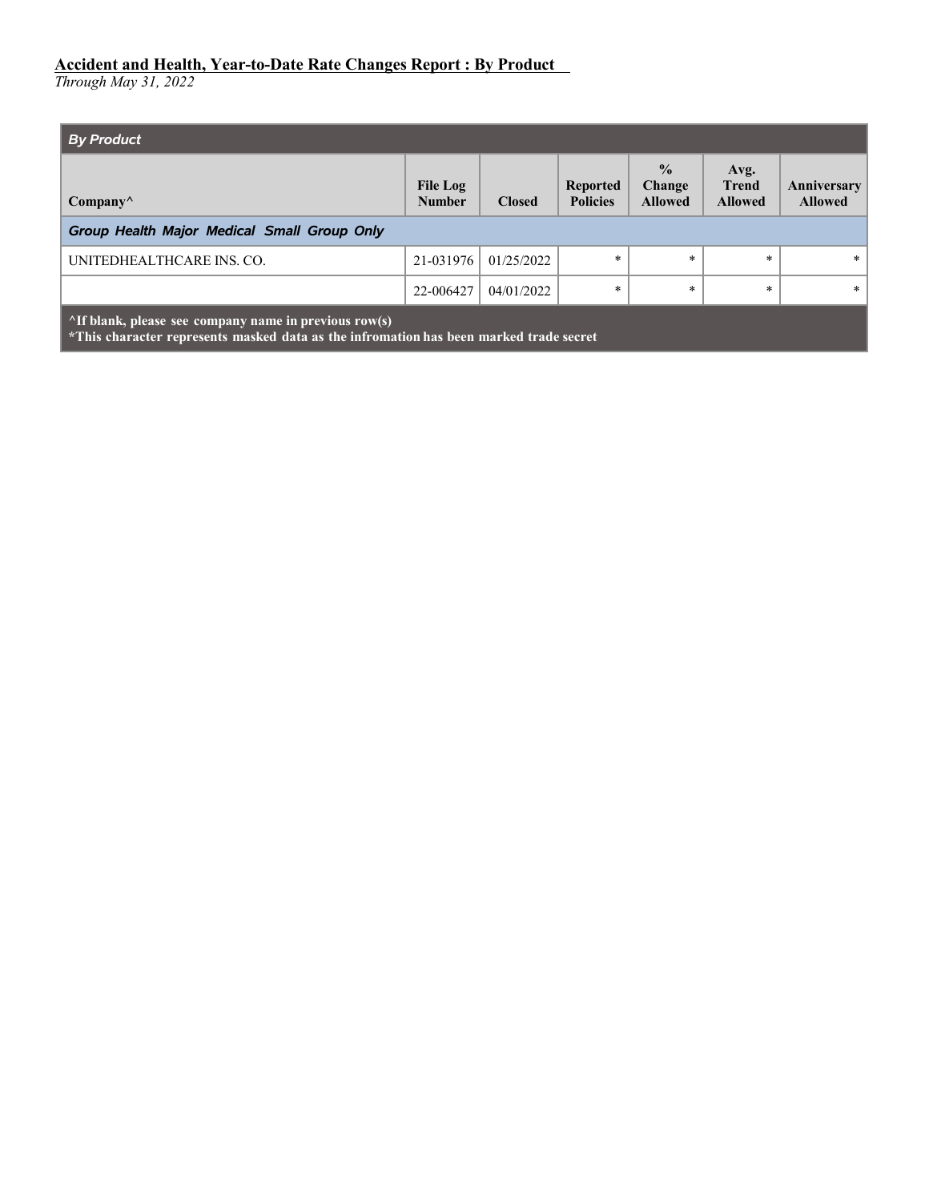**Accident and Health, Year-to-Date Rate Changes Report : By Product**

*Through May 31, 2022*

| ***By Product*** | | | | | | |
|---|---|---|---|---|---|---|
| **Company^** | **File Log Number** | **Closed** | **Reported Policies** | **% Change Allowed** | **Avg. Trend Allowed** | **Anniversary Allowed** |
| ***Group Health Major Medical Small Group Only*** | | | | | | |
| UNITEDHEALTHCARE INS. CO. | 21-031976 | 01/25/2022 | * | * | * | * |
| | 22-006427 | 04/01/2022 | * | * | * | * |

**^If blank, please see company name in previous row(s)**
**\*This character represents masked data as the infromation has been marked trade secret**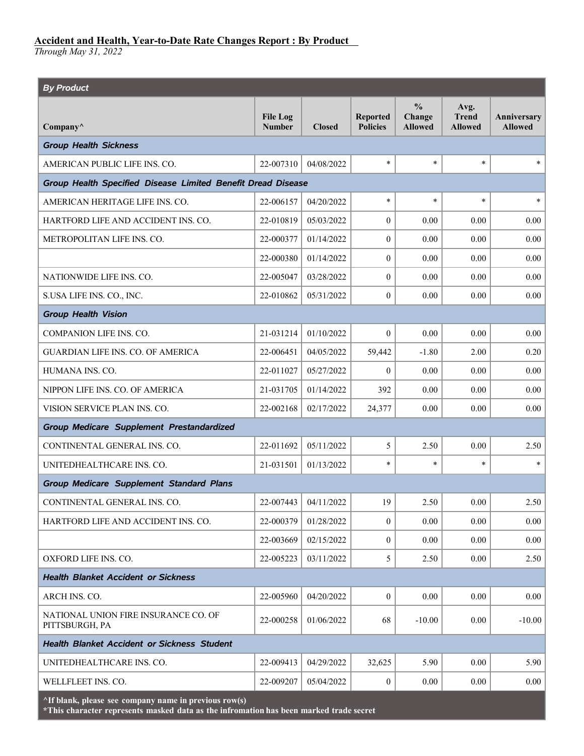**Accident and Health, Year-to-Date Rate Changes Report : By Product**

*Through May 31, 2022*

| Company^ | File Log Number | Closed | Reported Policies | % Change Allowed | Avg. Trend Allowed | Anniversary Allowed |
|---|---|---|---|---|---|---|
| ***By Product*** | | | | | | |
| ***Group Health Sickness*** | | | | | | |
| AMERICAN PUBLIC LIFE INS. CO. | 22-007310 | 04/08/2022 | * | * | * | * |
| ***Group Health Specified Disease Limited Benefit Dread Disease*** | | | | | | |
| AMERICAN HERITAGE LIFE INS. CO. | 22-006157 | 04/20/2022 | * | * | * | * |
| HARTFORD LIFE AND ACCIDENT INS. CO. | 22-010819 | 05/03/2022 | 0 | 0.00 | 0.00 | 0.00 |
| METROPOLITAN LIFE INS. CO. | 22-000377 | 01/14/2022 | 0 | 0.00 | 0.00 | 0.00 |
| | 22-000380 | 01/14/2022 | 0 | 0.00 | 0.00 | 0.00 |
| NATIONWIDE LIFE INS. CO. | 22-005047 | 03/28/2022 | 0 | 0.00 | 0.00 | 0.00 |
| S.USA LIFE INS. CO., INC. | 22-010862 | 05/31/2022 | 0 | 0.00 | 0.00 | 0.00 |
| ***Group Health Vision*** | | | | | | |
| COMPANION LIFE INS. CO. | 21-031214 | 01/10/2022 | 0 | 0.00 | 0.00 | 0.00 |
| GUARDIAN LIFE INS. CO. OF AMERICA | 22-006451 | 04/05/2022 | 59,442 | -1.80 | 2.00 | 0.20 |
| HUMANA INS. CO. | 22-011027 | 05/27/2022 | 0 | 0.00 | 0.00 | 0.00 |
| NIPPON LIFE INS. CO. OF AMERICA | 21-031705 | 01/14/2022 | 392 | 0.00 | 0.00 | 0.00 |
| VISION SERVICE PLAN INS. CO. | 22-002168 | 02/17/2022 | 24,377 | 0.00 | 0.00 | 0.00 |
| ***Group Medicare Supplement Prestandardized*** | | | | | | |
| CONTINENTAL GENERAL INS. CO. | 22-011692 | 05/11/2022 | 5 | 2.50 | 0.00 | 2.50 |
| UNITEDHEALTHCARE INS. CO. | 21-031501 | 01/13/2022 | * | * | * | * |
| ***Group Medicare Supplement Standard Plans*** | | | | | | |
| CONTINENTAL GENERAL INS. CO. | 22-007443 | 04/11/2022 | 19 | 2.50 | 0.00 | 2.50 |
| HARTFORD LIFE AND ACCIDENT INS. CO. | 22-000379 | 01/28/2022 | 0 | 0.00 | 0.00 | 0.00 |
| | 22-003669 | 02/15/2022 | 0 | 0.00 | 0.00 | 0.00 |
| OXFORD LIFE INS. CO. | 22-005223 | 03/11/2022 | 5 | 2.50 | 0.00 | 2.50 |
| ***Health Blanket Accident or Sickness*** | | | | | | |
| ARCH INS. CO. | 22-005960 | 04/20/2022 | 0 | 0.00 | 0.00 | 0.00 |
| NATIONAL UNION FIRE INSURANCE CO. OF PITTSBURGH, PA | 22-000258 | 01/06/2022 | 68 | -10.00 | 0.00 | -10.00 |
| ***Health Blanket Accident or Sickness Student*** | | | | | | |
| UNITEDHEALTHCARE INS. CO. | 22-009413 | 04/29/2022 | 32,625 | 5.90 | 0.00 | 5.90 |
| WELLFLEET INS. CO. | 22-009207 | 05/04/2022 | 0 | 0.00 | 0.00 | 0.00 |

**^If blank, please see company name in previous row(s)**
***This character represents masked data as the infromation has been marked trade secret**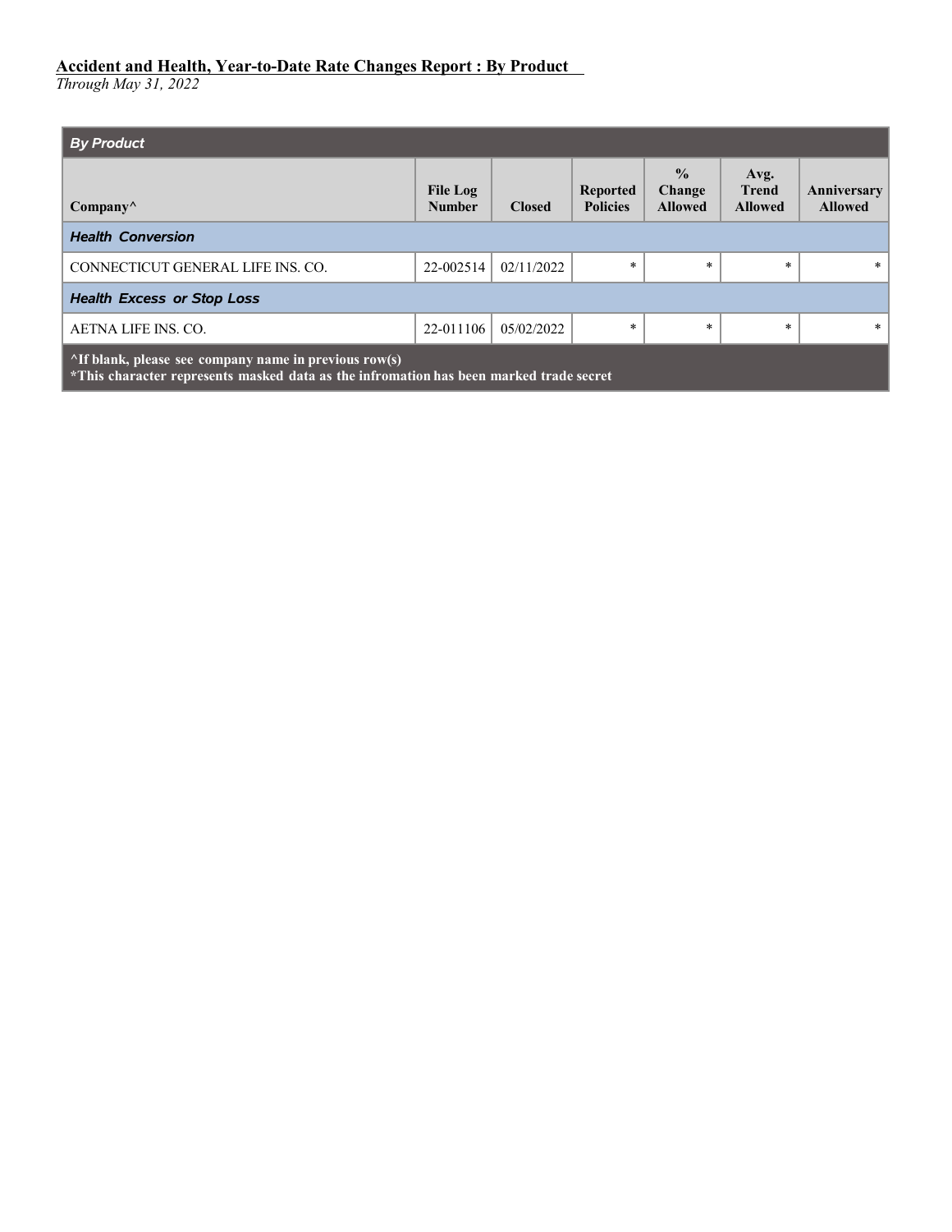**Accident and Health, Year-to-Date Rate Changes Report : By Product**

*Through May 31, 2022*

| *By Product* | | | | | | |
|---|---|---|---|---|---|---|
| **Company^** | **File Log Number** | **Closed** | **Reported Policies** | **% Change Allowed** | **Avg. Trend Allowed** | **Anniversary Allowed** |
| ***Health Conversion*** | | | | | | |
| CONNECTICUT GENERAL LIFE INS. CO. | 22-002514 | 02/11/2022 | * | * | * | * |
| ***Health Excess or Stop Loss*** | | | | | | |
| AETNA LIFE INS. CO. | 22-011106 | 05/02/2022 | * | * | * | * |

**^If blank, please see company name in previous row(s)**
**\*This character represents masked data as the infromation has been marked trade secret**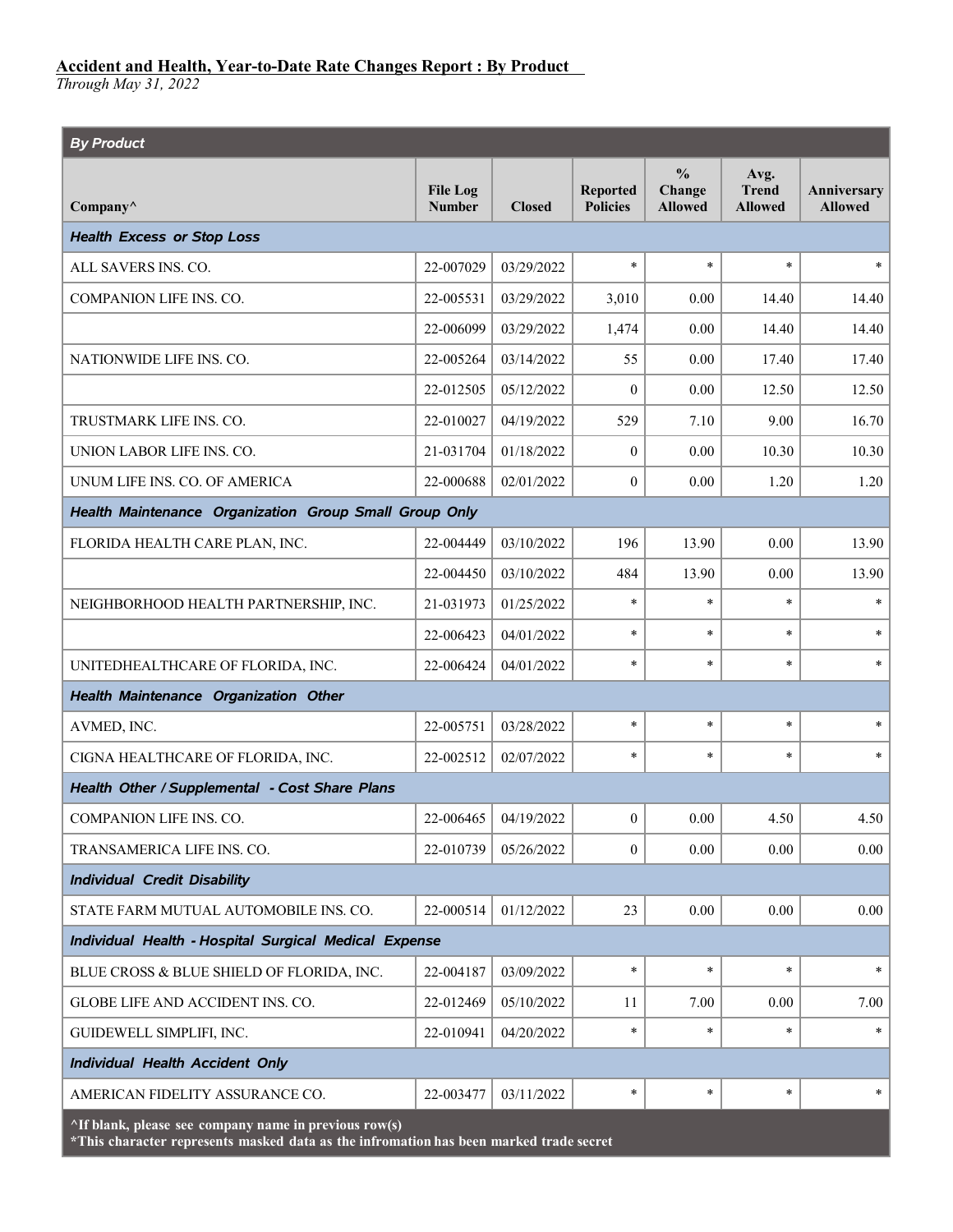**Accident and Health, Year-to-Date Rate Changes Report : By Product**

*Through May 31, 2022*

| *By Product* | | | | | | |
|---|---|---|---|---|---|---|
| Company^ | File Log Number | Closed | Reported Policies | % Change Allowed | Avg. Trend Allowed | Anniversary Allowed |
| ***Health Excess or Stop Loss*** | | | | | | |
| ALL SAVERS INS. CO. | 22-007029 | 03/29/2022 | * | * | * | * |
| COMPANION LIFE INS. CO. | 22-005531 | 03/29/2022 | 3,010 | 0.00 | 14.40 | 14.40 |
| | 22-006099 | 03/29/2022 | 1,474 | 0.00 | 14.40 | 14.40 |
| NATIONWIDE LIFE INS. CO. | 22-005264 | 03/14/2022 | 55 | 0.00 | 17.40 | 17.40 |
| | 22-012505 | 05/12/2022 | 0 | 0.00 | 12.50 | 12.50 |
| TRUSTMARK LIFE INS. CO. | 22-010027 | 04/19/2022 | 529 | 7.10 | 9.00 | 16.70 |
| UNION LABOR LIFE INS. CO. | 21-031704 | 01/18/2022 | 0 | 0.00 | 10.30 | 10.30 |
| UNUM LIFE INS. CO. OF AMERICA | 22-000688 | 02/01/2022 | 0 | 0.00 | 1.20 | 1.20 |
| ***Health Maintenance Organization Group Small Group Only*** | | | | | | |
| FLORIDA HEALTH CARE PLAN, INC. | 22-004449 | 03/10/2022 | 196 | 13.90 | 0.00 | 13.90 |
| | 22-004450 | 03/10/2022 | 484 | 13.90 | 0.00 | 13.90 |
| NEIGHBORHOOD HEALTH PARTNERSHIP, INC. | 21-031973 | 01/25/2022 | * | * | * | * |
| | 22-006423 | 04/01/2022 | * | * | * | * |
| UNITEDHEALTHCARE OF FLORIDA, INC. | 22-006424 | 04/01/2022 | * | * | * | * |
| ***Health Maintenance Organization Other*** | | | | | | |
| AVMED, INC. | 22-005751 | 03/28/2022 | * | * | * | * |
| CIGNA HEALTHCARE OF FLORIDA, INC. | 22-002512 | 02/07/2022 | * | * | * | * |
| ***Health Other / Supplemental - Cost Share Plans*** | | | | | | |
| COMPANION LIFE INS. CO. | 22-006465 | 04/19/2022 | 0 | 0.00 | 4.50 | 4.50 |
| TRANSAMERICA LIFE INS. CO. | 22-010739 | 05/26/2022 | 0 | 0.00 | 0.00 | 0.00 |
| ***Individual Credit Disability*** | | | | | | |
| STATE FARM MUTUAL AUTOMOBILE INS. CO. | 22-000514 | 01/12/2022 | 23 | 0.00 | 0.00 | 0.00 |
| ***Individual Health - Hospital Surgical Medical Expense*** | | | | | | |
| BLUE CROSS & BLUE SHIELD OF FLORIDA, INC. | 22-004187 | 03/09/2022 | * | * | * | * |
| GLOBE LIFE AND ACCIDENT INS. CO. | 22-012469 | 05/10/2022 | 11 | 7.00 | 0.00 | 7.00 |
| GUIDEWELL SIMPLIFI, INC. | 22-010941 | 04/20/2022 | * | * | * | * |
| ***Individual Health Accident Only*** | | | | | | |
| AMERICAN FIDELITY ASSURANCE CO. | 22-003477 | 03/11/2022 | * | * | * | * |

**^If blank, please see company name in previous row(s)**
***This character represents masked data as the infromation has been marked trade secret**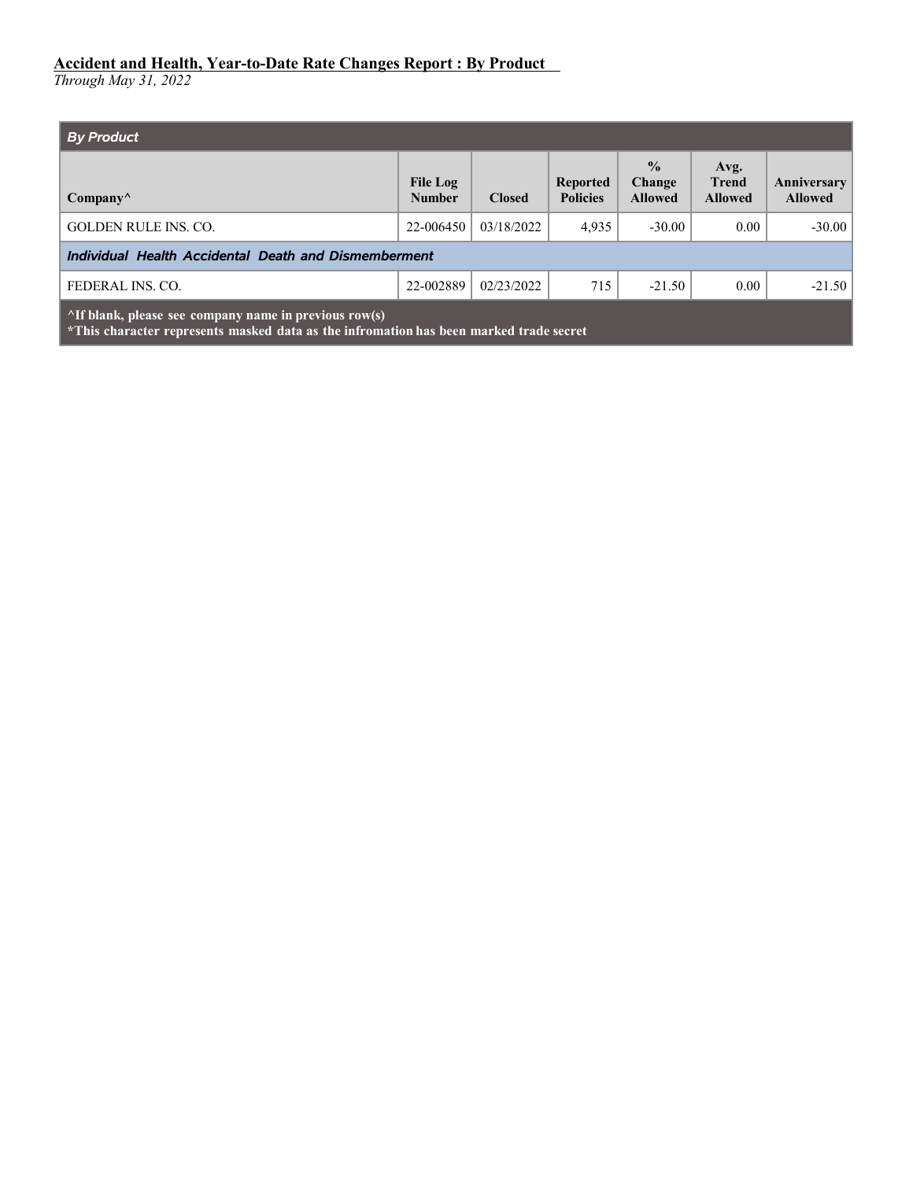**Accident and Health, Year-to-Date Rate Changes Report : By Product**

*Through May 31, 2022*

| *By Product* | | | | | | |
|---|---|---|---|---|---|---|
| **Company^** | **File Log Number** | **Closed** | **Reported Policies** | **% Change Allowed** | **Avg. Trend Allowed** | **Anniversary Allowed** |
| GOLDEN RULE INS. CO. | 22-006450 | 03/18/2022 | 4,935 | -30.00 | 0.00 | -30.00 |
| ***Individual Health Accidental Death and Dismemberment*** | | | | | | |
| FEDERAL INS. CO. | 22-002889 | 02/23/2022 | 715 | -21.50 | 0.00 | -21.50 |

**^If blank, please see company name in previous row(s)**
**\*This character represents masked data as the infromation has been marked trade secret**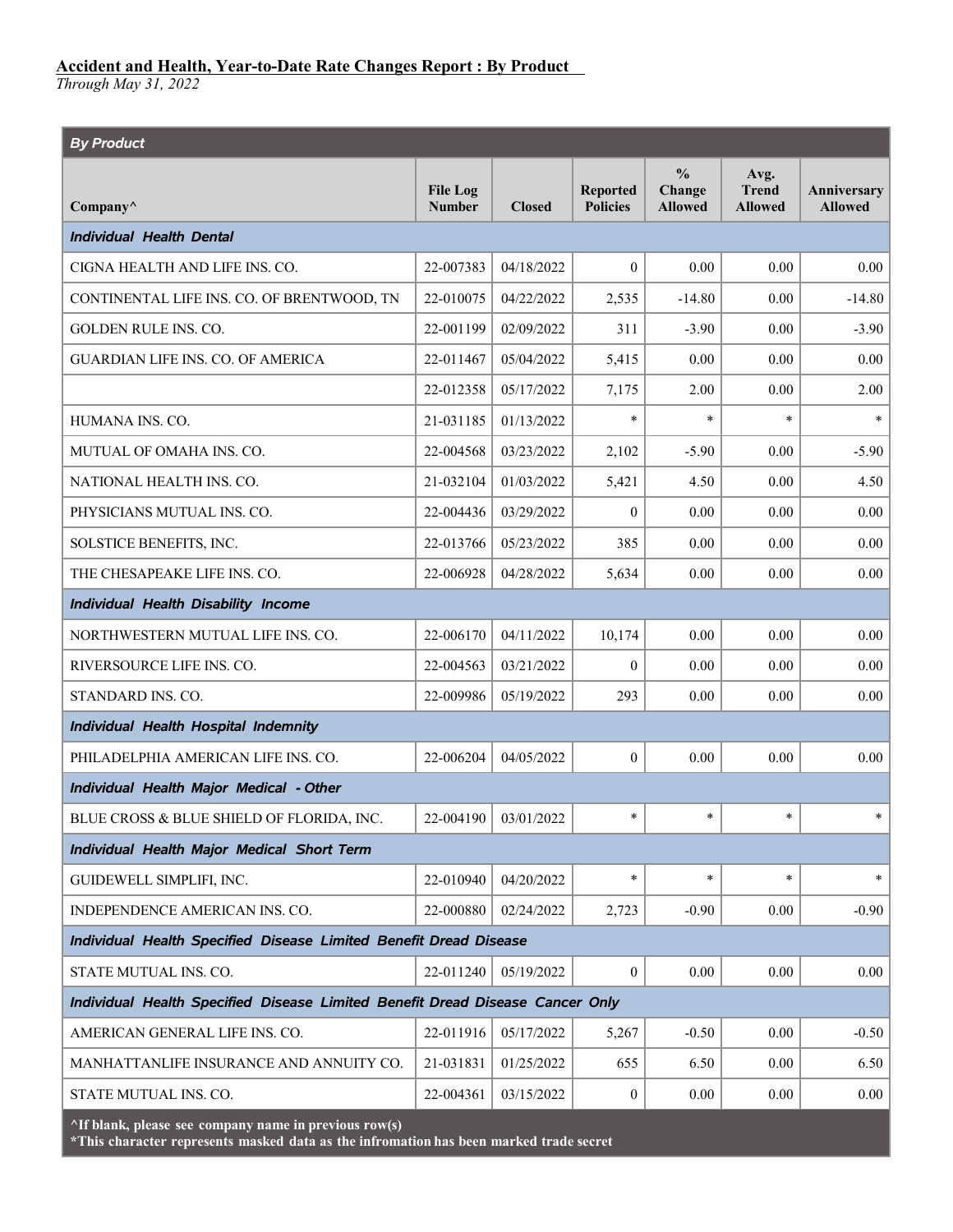**Accident and Health, Year-to-Date Rate Changes Report : By Product**

*Through May 31, 2022*

| Company^ | File Log Number | Closed | Reported Policies | % Change Allowed | Avg. Trend Allowed | Anniversary Allowed |
|---|---|---|---|---|---|---|
| ***Individual Health Dental*** | | | | | | |
| CIGNA HEALTH AND LIFE INS. CO. | 22-007383 | 04/18/2022 | 0 | 0.00 | 0.00 | 0.00 |
| CONTINENTAL LIFE INS. CO. OF BRENTWOOD, TN | 22-010075 | 04/22/2022 | 2,535 | -14.80 | 0.00 | -14.80 |
| GOLDEN RULE INS. CO. | 22-001199 | 02/09/2022 | 311 | -3.90 | 0.00 | -3.90 |
| GUARDIAN LIFE INS. CO. OF AMERICA | 22-011467 | 05/04/2022 | 5,415 | 0.00 | 0.00 | 0.00 |
| | 22-012358 | 05/17/2022 | 7,175 | 2.00 | 0.00 | 2.00 |
| HUMANA INS. CO. | 21-031185 | 01/13/2022 | * | * | * | * |
| MUTUAL OF OMAHA INS. CO. | 22-004568 | 03/23/2022 | 2,102 | -5.90 | 0.00 | -5.90 |
| NATIONAL HEALTH INS. CO. | 21-032104 | 01/03/2022 | 5,421 | 4.50 | 0.00 | 4.50 |
| PHYSICIANS MUTUAL INS. CO. | 22-004436 | 03/29/2022 | 0 | 0.00 | 0.00 | 0.00 |
| SOLSTICE BENEFITS, INC. | 22-013766 | 05/23/2022 | 385 | 0.00 | 0.00 | 0.00 |
| THE CHESAPEAKE LIFE INS. CO. | 22-006928 | 04/28/2022 | 5,634 | 0.00 | 0.00 | 0.00 |
| ***Individual Health Disability Income*** | | | | | | |
| NORTHWESTERN MUTUAL LIFE INS. CO. | 22-006170 | 04/11/2022 | 10,174 | 0.00 | 0.00 | 0.00 |
| RIVERSOURCE LIFE INS. CO. | 22-004563 | 03/21/2022 | 0 | 0.00 | 0.00 | 0.00 |
| STANDARD INS. CO. | 22-009986 | 05/19/2022 | 293 | 0.00 | 0.00 | 0.00 |
| ***Individual Health Hospital Indemnity*** | | | | | | |
| PHILADELPHIA AMERICAN LIFE INS. CO. | 22-006204 | 04/05/2022 | 0 | 0.00 | 0.00 | 0.00 |
| ***Individual Health Major Medical - Other*** | | | | | | |
| BLUE CROSS & BLUE SHIELD OF FLORIDA, INC. | 22-004190 | 03/01/2022 | * | * | * | * |
| ***Individual Health Major Medical Short Term*** | | | | | | |
| GUIDEWELL SIMPLIFI, INC. | 22-010940 | 04/20/2022 | * | * | * | * |
| INDEPENDENCE AMERICAN INS. CO. | 22-000880 | 02/24/2022 | 2,723 | -0.90 | 0.00 | -0.90 |
| ***Individual Health Specified Disease Limited Benefit Dread Disease*** | | | | | | |
| STATE MUTUAL INS. CO. | 22-011240 | 05/19/2022 | 0 | 0.00 | 0.00 | 0.00 |
| ***Individual Health Specified Disease Limited Benefit Dread Disease Cancer Only*** | | | | | | |
| AMERICAN GENERAL LIFE INS. CO. | 22-011916 | 05/17/2022 | 5,267 | -0.50 | 0.00 | -0.50 |
| MANHATTANLIFE INSURANCE AND ANNUITY CO. | 21-031831 | 01/25/2022 | 655 | 6.50 | 0.00 | 6.50 |
| STATE MUTUAL INS. CO. | 22-004361 | 03/15/2022 | 0 | 0.00 | 0.00 | 0.00 |

**^If blank, please see company name in previous row(s)**
***This character represents masked data as the infromation has been marked trade secret**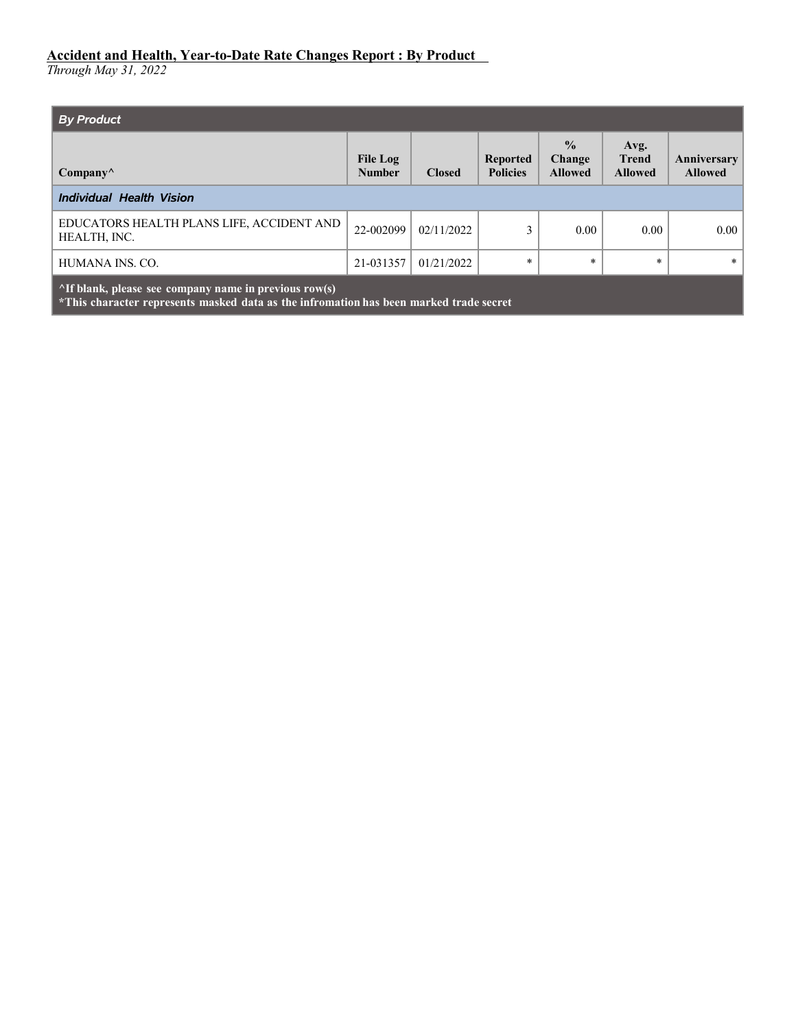**Accident and Health, Year-to-Date Rate Changes Report : By Product**

*Through May 31, 2022*

| Company^ | File Log Number | Closed | Reported Policies | % Change Allowed | Avg. Trend Allowed | Anniversary Allowed |
|---|---|---|---|---|---|---|
| ***By Product*** | | | | | | |
| ***Individual Health Vision*** | | | | | | |
| EDUCATORS HEALTH PLANS LIFE, ACCIDENT AND HEALTH, INC. | 22-002099 | 02/11/2022 | 3 | 0.00 | 0.00 | 0.00 |
| HUMANA INS. CO. | 21-031357 | 01/21/2022 | * | * | * | * |

**^If blank, please see company name in previous row(s)**
**\*This character represents masked data as the infromation has been marked trade secret**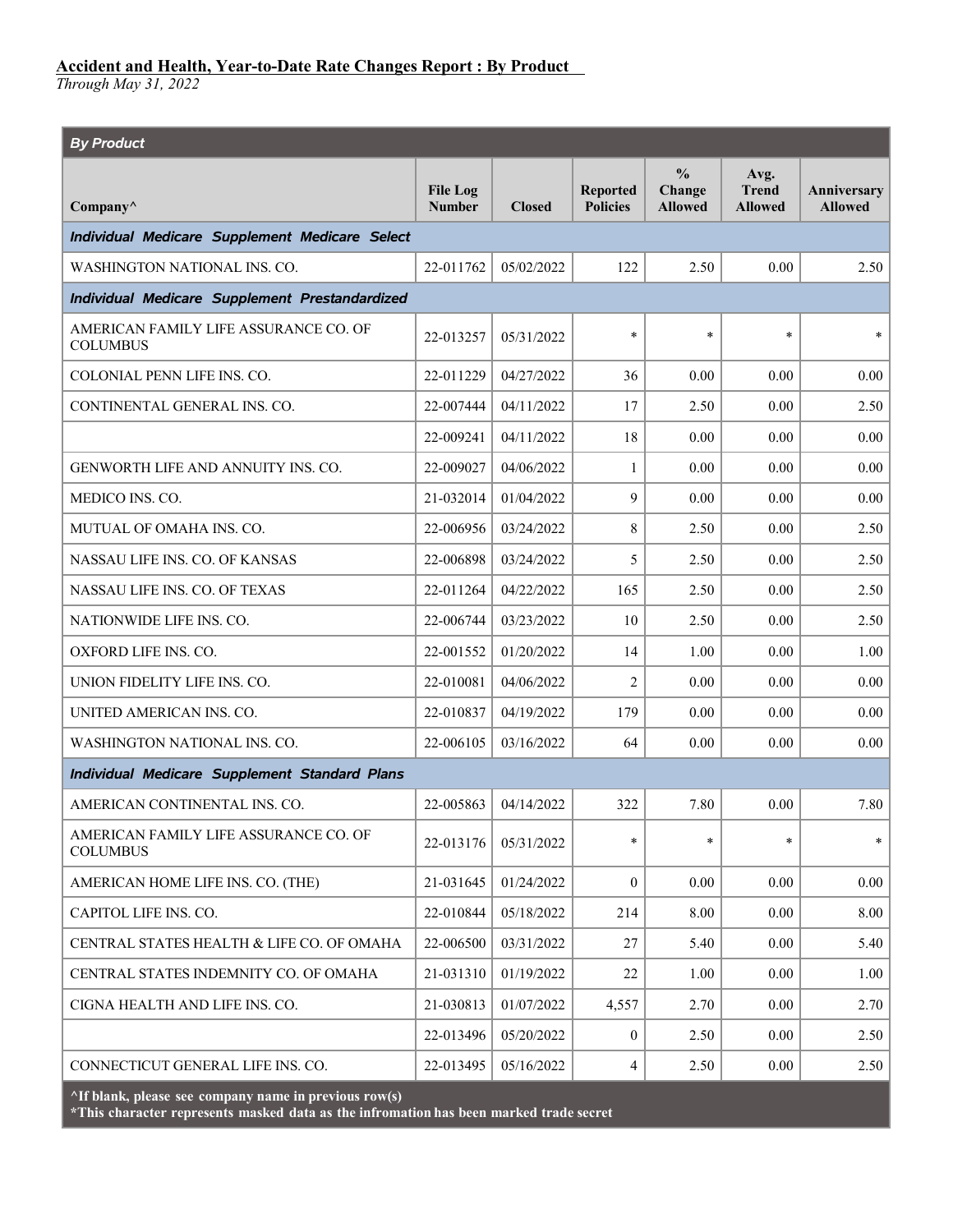**Accident and Health, Year-to-Date Rate Changes Report : By Product**

*Through May 31, 2022*

| Company^ | File Log Number | Closed | Reported Policies | % Change Allowed | Avg. Trend Allowed | Anniversary Allowed |
|---|---|---|---|---|---|---|
| ***Individual Medicare Supplement Medicare Select*** | | | | | | |
| WASHINGTON NATIONAL INS. CO. | 22-011762 | 05/02/2022 | 122 | 2.50 | 0.00 | 2.50 |
| ***Individual Medicare Supplement Prestandardized*** | | | | | | |
| AMERICAN FAMILY LIFE ASSURANCE CO. OF COLUMBUS | 22-013257 | 05/31/2022 | * | * | * | * |
| COLONIAL PENN LIFE INS. CO. | 22-011229 | 04/27/2022 | 36 | 0.00 | 0.00 | 0.00 |
| CONTINENTAL GENERAL INS. CO. | 22-007444 | 04/11/2022 | 17 | 2.50 | 0.00 | 2.50 |
| | 22-009241 | 04/11/2022 | 18 | 0.00 | 0.00 | 0.00 |
| GENWORTH LIFE AND ANNUITY INS. CO. | 22-009027 | 04/06/2022 | 1 | 0.00 | 0.00 | 0.00 |
| MEDICO INS. CO. | 21-032014 | 01/04/2022 | 9 | 0.00 | 0.00 | 0.00 |
| MUTUAL OF OMAHA INS. CO. | 22-006956 | 03/24/2022 | 8 | 2.50 | 0.00 | 2.50 |
| NASSAU LIFE INS. CO. OF KANSAS | 22-006898 | 03/24/2022 | 5 | 2.50 | 0.00 | 2.50 |
| NASSAU LIFE INS. CO. OF TEXAS | 22-011264 | 04/22/2022 | 165 | 2.50 | 0.00 | 2.50 |
| NATIONWIDE LIFE INS. CO. | 22-006744 | 03/23/2022 | 10 | 2.50 | 0.00 | 2.50 |
| OXFORD LIFE INS. CO. | 22-001552 | 01/20/2022 | 14 | 1.00 | 0.00 | 1.00 |
| UNION FIDELITY LIFE INS. CO. | 22-010081 | 04/06/2022 | 2 | 0.00 | 0.00 | 0.00 |
| UNITED AMERICAN INS. CO. | 22-010837 | 04/19/2022 | 179 | 0.00 | 0.00 | 0.00 |
| WASHINGTON NATIONAL INS. CO. | 22-006105 | 03/16/2022 | 64 | 0.00 | 0.00 | 0.00 |
| ***Individual Medicare Supplement Standard Plans*** | | | | | | |
| AMERICAN CONTINENTAL INS. CO. | 22-005863 | 04/14/2022 | 322 | 7.80 | 0.00 | 7.80 |
| AMERICAN FAMILY LIFE ASSURANCE CO. OF COLUMBUS | 22-013176 | 05/31/2022 | * | * | * | * |
| AMERICAN HOME LIFE INS. CO. (THE) | 21-031645 | 01/24/2022 | 0 | 0.00 | 0.00 | 0.00 |
| CAPITOL LIFE INS. CO. | 22-010844 | 05/18/2022 | 214 | 8.00 | 0.00 | 8.00 |
| CENTRAL STATES HEALTH & LIFE CO. OF OMAHA | 22-006500 | 03/31/2022 | 27 | 5.40 | 0.00 | 5.40 |
| CENTRAL STATES INDEMNITY CO. OF OMAHA | 21-031310 | 01/19/2022 | 22 | 1.00 | 0.00 | 1.00 |
| CIGNA HEALTH AND LIFE INS. CO. | 21-030813 | 01/07/2022 | 4,557 | 2.70 | 0.00 | 2.70 |
| | 22-013496 | 05/20/2022 | 0 | 2.50 | 0.00 | 2.50 |
| CONNECTICUT GENERAL LIFE INS. CO. | 22-013495 | 05/16/2022 | 4 | 2.50 | 0.00 | 2.50 |

**^If blank, please see company name in previous row(s)**
**\*This character represents masked data as the infromation has been marked trade secret**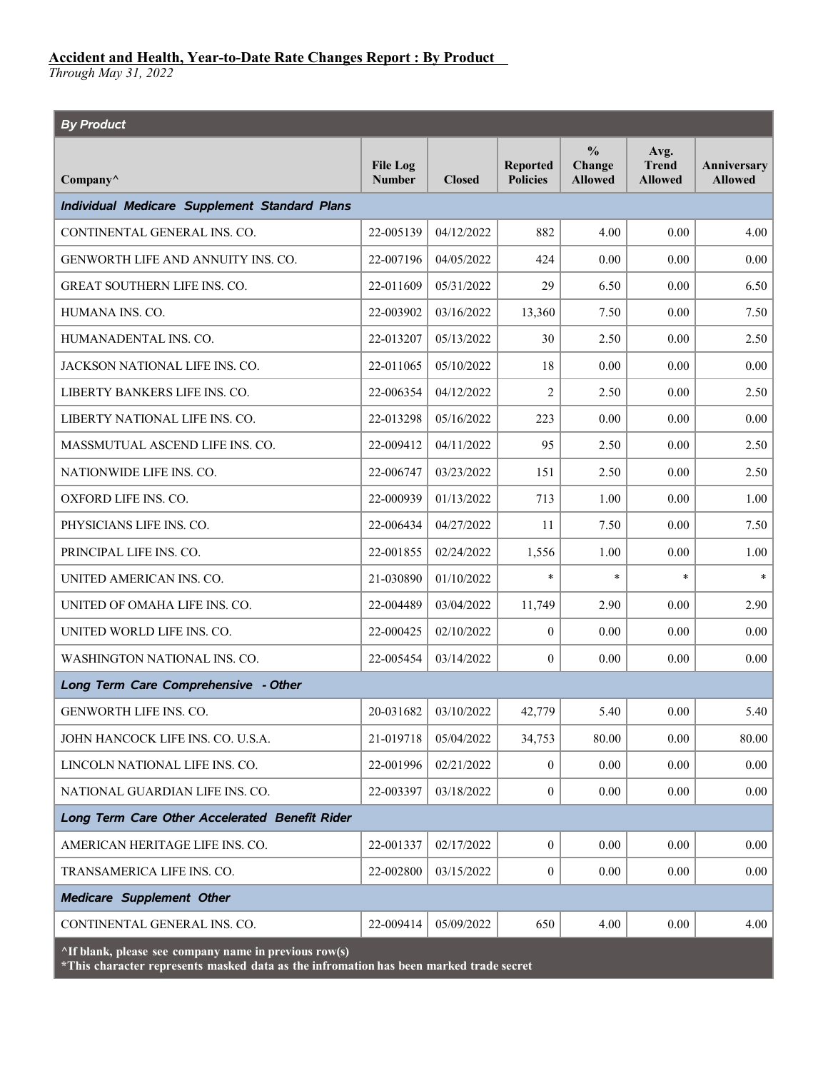**Accident and Health, Year-to-Date Rate Changes Report : By Product**

*Through May 31, 2022*

| *By Product* | | | | | | |
|---|---|---|---|---|---|---|
| **Company^** | **File Log Number** | **Closed** | **Reported Policies** | **% Change Allowed** | **Avg. Trend Allowed** | **Anniversary Allowed** |
| ***Individual Medicare Supplement Standard Plans*** | | | | | | |
| CONTINENTAL GENERAL INS. CO. | 22-005139 | 04/12/2022 | 882 | 4.00 | 0.00 | 4.00 |
| GENWORTH LIFE AND ANNUITY INS. CO. | 22-007196 | 04/05/2022 | 424 | 0.00 | 0.00 | 0.00 |
| GREAT SOUTHERN LIFE INS. CO. | 22-011609 | 05/31/2022 | 29 | 6.50 | 0.00 | 6.50 |
| HUMANA INS. CO. | 22-003902 | 03/16/2022 | 13,360 | 7.50 | 0.00 | 7.50 |
| HUMANADENTAL INS. CO. | 22-013207 | 05/13/2022 | 30 | 2.50 | 0.00 | 2.50 |
| JACKSON NATIONAL LIFE INS. CO. | 22-011065 | 05/10/2022 | 18 | 0.00 | 0.00 | 0.00 |
| LIBERTY BANKERS LIFE INS. CO. | 22-006354 | 04/12/2022 | 2 | 2.50 | 0.00 | 2.50 |
| LIBERTY NATIONAL LIFE INS. CO. | 22-013298 | 05/16/2022 | 223 | 0.00 | 0.00 | 0.00 |
| MASSMUTUAL ASCEND LIFE INS. CO. | 22-009412 | 04/11/2022 | 95 | 2.50 | 0.00 | 2.50 |
| NATIONWIDE LIFE INS. CO. | 22-006747 | 03/23/2022 | 151 | 2.50 | 0.00 | 2.50 |
| OXFORD LIFE INS. CO. | 22-000939 | 01/13/2022 | 713 | 1.00 | 0.00 | 1.00 |
| PHYSICIANS LIFE INS. CO. | 22-006434 | 04/27/2022 | 11 | 7.50 | 0.00 | 7.50 |
| PRINCIPAL LIFE INS. CO. | 22-001855 | 02/24/2022 | 1,556 | 1.00 | 0.00 | 1.00 |
| UNITED AMERICAN INS. CO. | 21-030890 | 01/10/2022 | * | * | * | * |
| UNITED OF OMAHA LIFE INS. CO. | 22-004489 | 03/04/2022 | 11,749 | 2.90 | 0.00 | 2.90 |
| UNITED WORLD LIFE INS. CO. | 22-000425 | 02/10/2022 | 0 | 0.00 | 0.00 | 0.00 |
| WASHINGTON NATIONAL INS. CO. | 22-005454 | 03/14/2022 | 0 | 0.00 | 0.00 | 0.00 |
| ***Long Term Care Comprehensive - Other*** | | | | | | |
| GENWORTH LIFE INS. CO. | 20-031682 | 03/10/2022 | 42,779 | 5.40 | 0.00 | 5.40 |
| JOHN HANCOCK LIFE INS. CO. U.S.A. | 21-019718 | 05/04/2022 | 34,753 | 80.00 | 0.00 | 80.00 |
| LINCOLN NATIONAL LIFE INS. CO. | 22-001996 | 02/21/2022 | 0 | 0.00 | 0.00 | 0.00 |
| NATIONAL GUARDIAN LIFE INS. CO. | 22-003397 | 03/18/2022 | 0 | 0.00 | 0.00 | 0.00 |
| ***Long Term Care Other Accelerated Benefit Rider*** | | | | | | |
| AMERICAN HERITAGE LIFE INS. CO. | 22-001337 | 02/17/2022 | 0 | 0.00 | 0.00 | 0.00 |
| TRANSAMERICA LIFE INS. CO. | 22-002800 | 03/15/2022 | 0 | 0.00 | 0.00 | 0.00 |
| ***Medicare Supplement Other*** | | | | | | |
| CONTINENTAL GENERAL INS. CO. | 22-009414 | 05/09/2022 | 650 | 4.00 | 0.00 | 4.00 |

**^If blank, please see company name in previous row(s)**
***This character represents masked data as the infromation has been marked trade secret**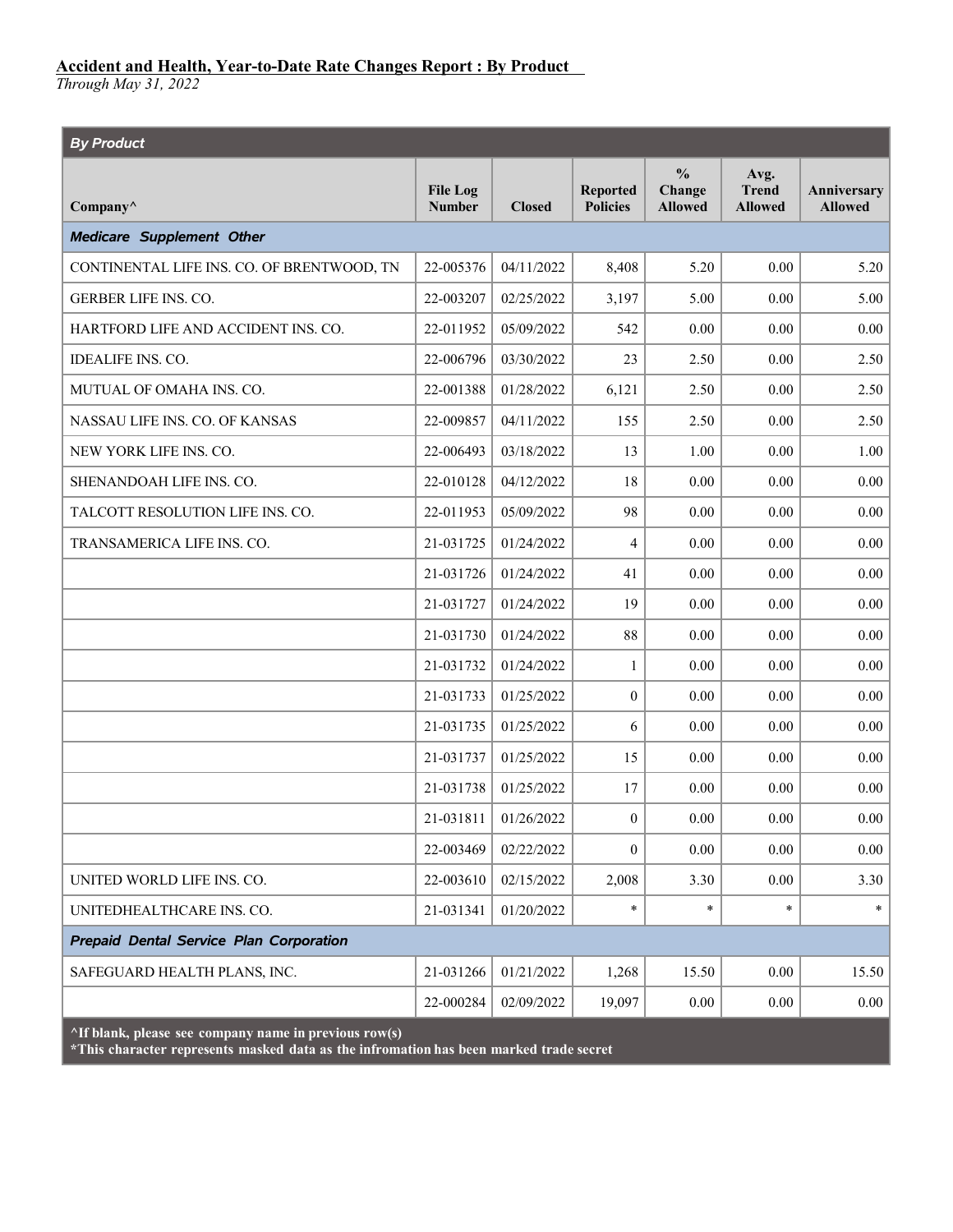**Accident and Health, Year-to-Date Rate Changes Report : By Product**

*Through May 31, 2022*

| Company^ | File Log Number | Closed | Reported Policies | % Change Allowed | Avg. Trend Allowed | Anniversary Allowed |
|---|---|---|---|---|---|---|
| ***Medicare Supplement Other*** | | | | | | |
| CONTINENTAL LIFE INS. CO. OF BRENTWOOD, TN | 22-005376 | 04/11/2022 | 8,408 | 5.20 | 0.00 | 5.20 |
| GERBER LIFE INS. CO. | 22-003207 | 02/25/2022 | 3,197 | 5.00 | 0.00 | 5.00 |
| HARTFORD LIFE AND ACCIDENT INS. CO. | 22-011952 | 05/09/2022 | 542 | 0.00 | 0.00 | 0.00 |
| IDEALIFE INS. CO. | 22-006796 | 03/30/2022 | 23 | 2.50 | 0.00 | 2.50 |
| MUTUAL OF OMAHA INS. CO. | 22-001388 | 01/28/2022 | 6,121 | 2.50 | 0.00 | 2.50 |
| NASSAU LIFE INS. CO. OF KANSAS | 22-009857 | 04/11/2022 | 155 | 2.50 | 0.00 | 2.50 |
| NEW YORK LIFE INS. CO. | 22-006493 | 03/18/2022 | 13 | 1.00 | 0.00 | 1.00 |
| SHENANDOAH LIFE INS. CO. | 22-010128 | 04/12/2022 | 18 | 0.00 | 0.00 | 0.00 |
| TALCOTT RESOLUTION LIFE INS. CO. | 22-011953 | 05/09/2022 | 98 | 0.00 | 0.00 | 0.00 |
| TRANSAMERICA LIFE INS. CO. | 21-031725 | 01/24/2022 | 4 | 0.00 | 0.00 | 0.00 |
| | 21-031726 | 01/24/2022 | 41 | 0.00 | 0.00 | 0.00 |
| | 21-031727 | 01/24/2022 | 19 | 0.00 | 0.00 | 0.00 |
| | 21-031730 | 01/24/2022 | 88 | 0.00 | 0.00 | 0.00 |
| | 21-031732 | 01/24/2022 | 1 | 0.00 | 0.00 | 0.00 |
| | 21-031733 | 01/25/2022 | 0 | 0.00 | 0.00 | 0.00 |
| | 21-031735 | 01/25/2022 | 6 | 0.00 | 0.00 | 0.00 |
| | 21-031737 | 01/25/2022 | 15 | 0.00 | 0.00 | 0.00 |
| | 21-031738 | 01/25/2022 | 17 | 0.00 | 0.00 | 0.00 |
| | 21-031811 | 01/26/2022 | 0 | 0.00 | 0.00 | 0.00 |
| | 22-003469 | 02/22/2022 | 0 | 0.00 | 0.00 | 0.00 |
| UNITED WORLD LIFE INS. CO. | 22-003610 | 02/15/2022 | 2,008 | 3.30 | 0.00 | 3.30 |
| UNITEDHEALTHCARE INS. CO. | 21-031341 | 01/20/2022 | * | * | * | * |
| ***Prepaid Dental Service Plan Corporation*** | | | | | | |
| SAFEGUARD HEALTH PLANS, INC. | 21-031266 | 01/21/2022 | 1,268 | 15.50 | 0.00 | 15.50 |
| | 22-000284 | 02/09/2022 | 19,097 | 0.00 | 0.00 | 0.00 |

**^If blank, please see company name in previous row(s)**
**\*This character represents masked data as the infromation has been marked trade secret**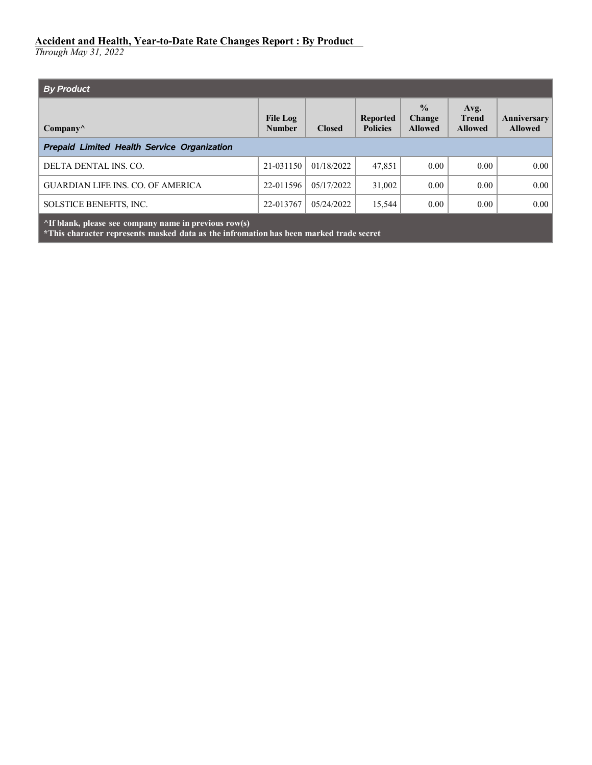**Accident and Health, Year-to-Date Rate Changes Report : By Product**

*Through May 31, 2022*

| *By Product* | | | | | | |
|---|---|---|---|---|---|---|
| **Company^** | **File Log Number** | **Closed** | **Reported Policies** | **% Change Allowed** | **Avg. Trend Allowed** | **Anniversary Allowed** |
| ***Prepaid Limited Health Service Organization*** | | | | | | |
| DELTA DENTAL INS. CO. | 21-031150 | 01/18/2022 | 47,851 | 0.00 | 0.00 | 0.00 |
| GUARDIAN LIFE INS. CO. OF AMERICA | 22-011596 | 05/17/2022 | 31,002 | 0.00 | 0.00 | 0.00 |
| SOLSTICE BENEFITS, INC. | 22-013767 | 05/24/2022 | 15,544 | 0.00 | 0.00 | 0.00 |

**^If blank, please see company name in previous row(s)**
***This character represents masked data as the infromation has been marked trade secret**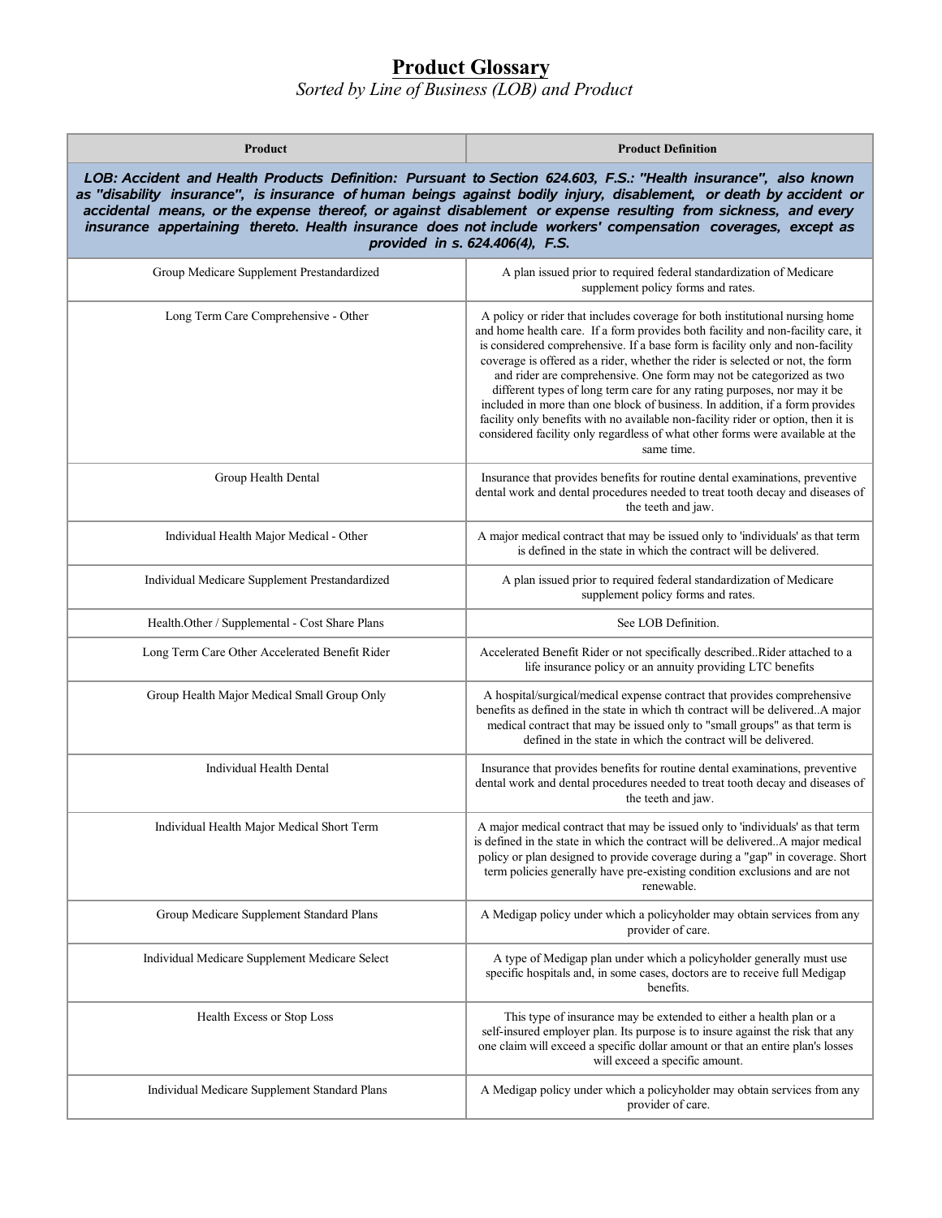# Product Glossary

*Sorted by Line of Business (LOB) and Product*

| Product | Product Definition |
| --- | --- |
| ***LOB: Accident and Health Products Definition: Pursuant to Section 624.603, F.S.: "Health insurance", also known as "disability insurance", is insurance of human beings against bodily injury, disablement, or death by accident or accidental means, or the expense thereof, or against disablement or expense resulting from sickness, and every insurance appertaining thereto. Health insurance does not include workers' compensation coverages, except as provided in s. 624.406(4), F.S.*** | |
| Group Medicare Supplement Prestandardized | A plan issued prior to required federal standardization of Medicare supplement policy forms and rates. |
| Long Term Care Comprehensive - Other | A policy or rider that includes coverage for both institutional nursing home and home health care. If a form provides both facility and non-facility care, it is considered comprehensive. If a base form is facility only and non-facility coverage is offered as a rider, whether the rider is selected or not, the form and rider are comprehensive. One form may not be categorized as two different types of long term care for any rating purposes, nor may it be included in more than one block of business. In addition, if a form provides facility only benefits with no available non-facility rider or option, then it is considered facility only regardless of what other forms were available at the same time. |
| Group Health Dental | Insurance that provides benefits for routine dental examinations, preventive dental work and dental procedures needed to treat tooth decay and diseases of the teeth and jaw. |
| Individual Health Major Medical - Other | A major medical contract that may be issued only to 'individuals' as that term is defined in the state in which the contract will be delivered. |
| Individual Medicare Supplement Prestandardized | A plan issued prior to required federal standardization of Medicare supplement policy forms and rates. |
| Health.Other / Supplemental - Cost Share Plans | See LOB Definition. |
| Long Term Care Other Accelerated Benefit Rider | Accelerated Benefit Rider or not specifically described..Rider attached to a life insurance policy or an annuity providing LTC benefits |
| Group Health Major Medical Small Group Only | A hospital/surgical/medical expense contract that provides comprehensive benefits as defined in the state in which th contract will be delivered..A major medical contract that may be issued only to "small groups" as that term is defined in the state in which the contract will be delivered. |
| Individual Health Dental | Insurance that provides benefits for routine dental examinations, preventive dental work and dental procedures needed to treat tooth decay and diseases of the teeth and jaw. |
| Individual Health Major Medical Short Term | A major medical contract that may be issued only to 'individuals' as that term is defined in the state in which the contract will be delivered..A major medical policy or plan designed to provide coverage during a "gap" in coverage. Short term policies generally have pre-existing condition exclusions and are not renewable. |
| Group Medicare Supplement Standard Plans | A Medigap policy under which a policyholder may obtain services from any provider of care. |
| Individual Medicare Supplement Medicare Select | A type of Medigap plan under which a policyholder generally must use specific hospitals and, in some cases, doctors are to receive full Medigap benefits. |
| Health Excess or Stop Loss | This type of insurance may be extended to either a health plan or a self-insured employer plan. Its purpose is to insure against the risk that any one claim will exceed a specific dollar amount or that an entire plan's losses will exceed a specific amount. |
| Individual Medicare Supplement Standard Plans | A Medigap policy under which a policyholder may obtain services from any provider of care. |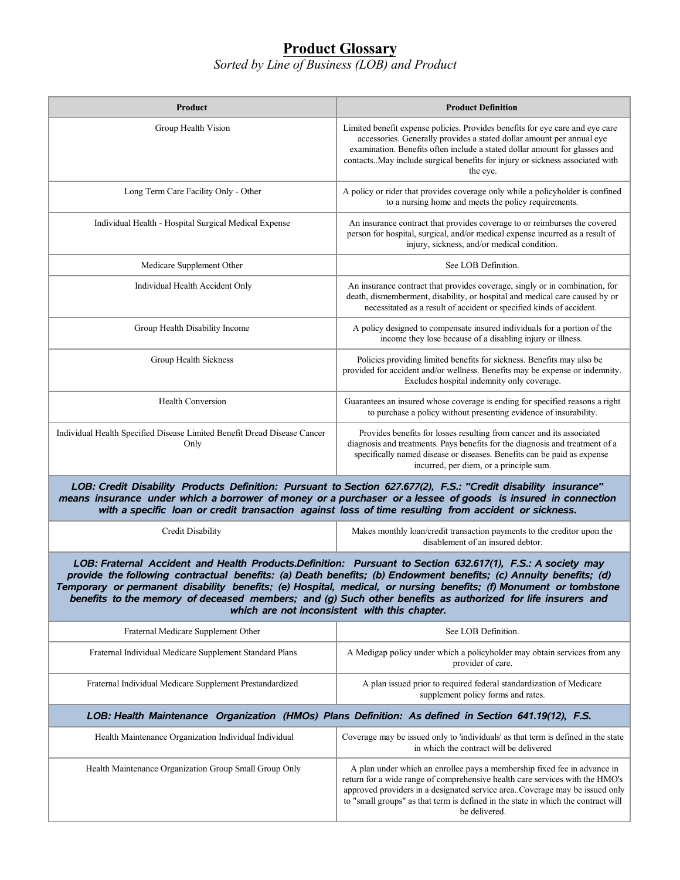# Product Glossary

*Sorted by Line of Business (LOB) and Product*

| Product | Product Definition |
|---|---|
| Group Health Vision | Limited benefit expense policies. Provides benefits for eye care and eye care accessories. Generally provides a stated dollar amount per annual eye examination. Benefits often include a stated dollar amount for glasses and contacts..May include surgical benefits for injury or sickness associated with the eye. |
| Long Term Care Facility Only - Other | A policy or rider that provides coverage only while a policyholder is confined to a nursing home and meets the policy requirements. |
| Individual Health - Hospital Surgical Medical Expense | An insurance contract that provides coverage to or reimburses the covered person for hospital, surgical, and/or medical expense incurred as a result of injury, sickness, and/or medical condition. |
| Medicare Supplement Other | See LOB Definition. |
| Individual Health Accident Only | An insurance contract that provides coverage, singly or in combination, for death, dismemberment, disability, or hospital and medical care caused by or necessitated as a result of accident or specified kinds of accident. |
| Group Health Disability Income | A policy designed to compensate insured individuals for a portion of the income they lose because of a disabling injury or illness. |
| Group Health Sickness | Policies providing limited benefits for sickness. Benefits may also be provided for accident and/or wellness. Benefits may be expense or indemnity. Excludes hospital indemnity only coverage. |
| Health Conversion | Guarantees an insured whose coverage is ending for specified reasons a right to purchase a policy without presenting evidence of insurability. |
| Individual Health Specified Disease Limited Benefit Dread Disease Cancer Only | Provides benefits for losses resulting from cancer and its associated diagnosis and treatments. Pays benefits for the diagnosis and treatment of a specifically named disease or diseases. Benefits can be paid as expense incurred, per diem, or a principle sum. |
| ***LOB: Credit Disability Products Definition: Pursuant to Section 627.677(2), F.S.: "Credit disability insurance" means insurance under which a borrower of money or a purchaser or a lessee of goods is insured in connection with a specific loan or credit transaction against loss of time resulting from accident or sickness.*** | |
| Credit Disability | Makes monthly loan/credit transaction payments to the creditor upon the disablement of an insured debtor. |
| ***LOB: Fraternal Accident and Health Products.Definition: Pursuant to Section 632.617(1), F.S.: A society may provide the following contractual benefits: (a) Death benefits; (b) Endowment benefits; (c) Annuity benefits; (d) Temporary or permanent disability benefits; (e) Hospital, medical, or nursing benefits; (f) Monument or tombstone benefits to the memory of deceased members; and (g) Such other benefits as authorized for life insurers and which are not inconsistent with this chapter.*** | |
| Fraternal Medicare Supplement Other | See LOB Definition. |
| Fraternal Individual Medicare Supplement Standard Plans | A Medigap policy under which a policyholder may obtain services from any provider of care. |
| Fraternal Individual Medicare Supplement Prestandardized | A plan issued prior to required federal standardization of Medicare supplement policy forms and rates. |
| ***LOB: Health Maintenance Organization (HMOs) Plans Definition: As defined in Section 641.19(12), F.S.*** | |
| Health Maintenance Organization Individual Individual | Coverage may be issued only to 'individuals' as that term is defined in the state in which the contract will be delivered |
| Health Maintenance Organization Group Small Group Only | A plan under which an enrollee pays a membership fixed fee in advance in return for a wide range of comprehensive health care services with the HMO's approved providers in a designated service area..Coverage may be issued only to "small groups" as that term is defined in the state in which the contract will be delivered. |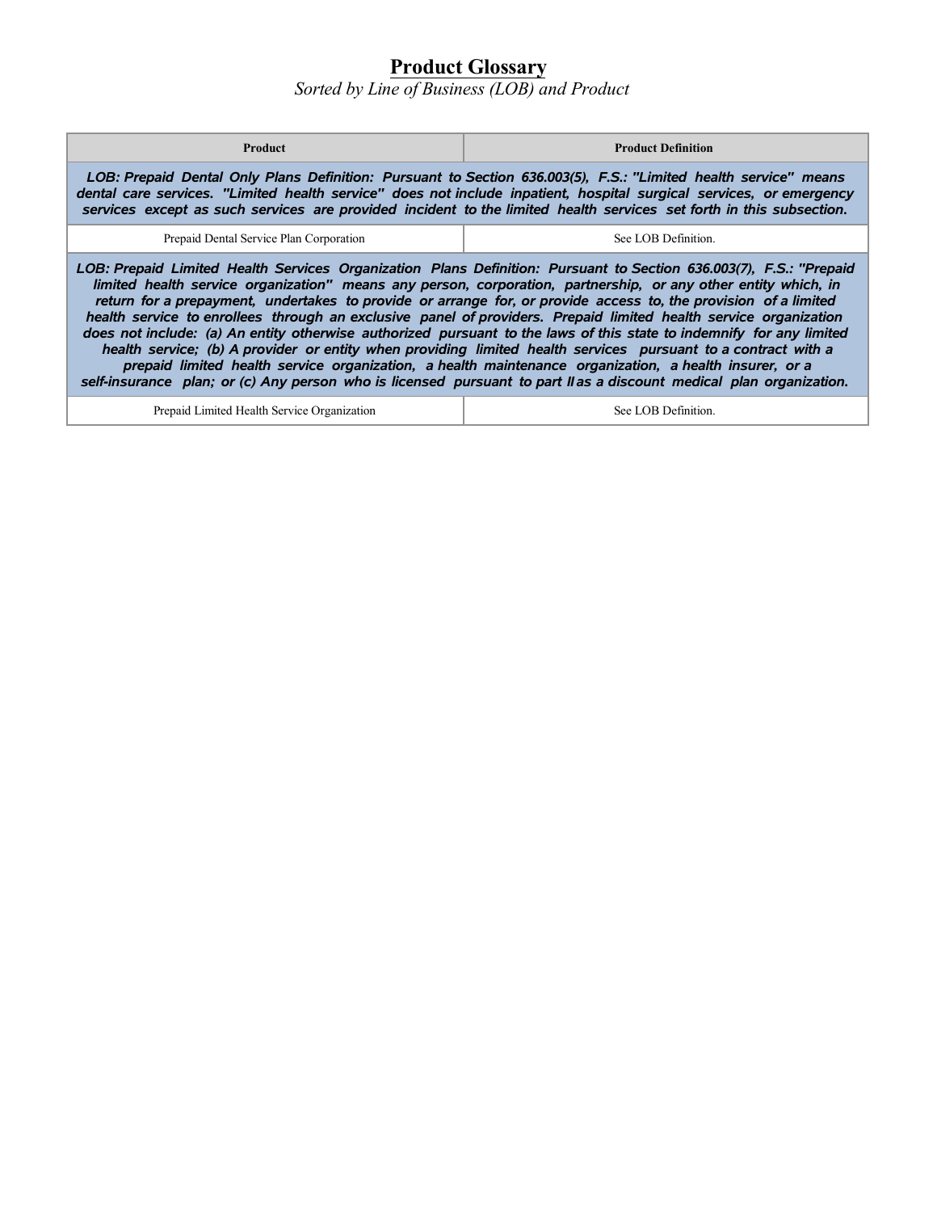# Product Glossary

*Sorted by Line of Business (LOB) and Product*

| Product | Product Definition |
|---|---|
| ***LOB: Prepaid Dental Only Plans Definition: Pursuant to Section 636.003(5), F.S.: "Limited health service" means dental care services. "Limited health service" does not include inpatient, hospital surgical services, or emergency services except as such services are provided incident to the limited health services set forth in this subsection.*** | |
| Prepaid Dental Service Plan Corporation | See LOB Definition. |
| ***LOB: Prepaid Limited Health Services Organization Plans Definition: Pursuant to Section 636.003(7), F.S.: "Prepaid limited health service organization" means any person, corporation, partnership, or any other entity which, in return for a prepayment, undertakes to provide or arrange for, or provide access to, the provision of a limited health service to enrollees through an exclusive panel of providers. Prepaid limited health service organization does not include: (a) An entity otherwise authorized pursuant to the laws of this state to indemnify for any limited health service; (b) A provider or entity when providing limited health services pursuant to a contract with a prepaid limited health service organization, a health maintenance organization, a health insurer, or a self-insurance plan; or (c) Any person who is licensed pursuant to part II as a discount medical plan organization.*** | |
| Prepaid Limited Health Service Organization | See LOB Definition. |